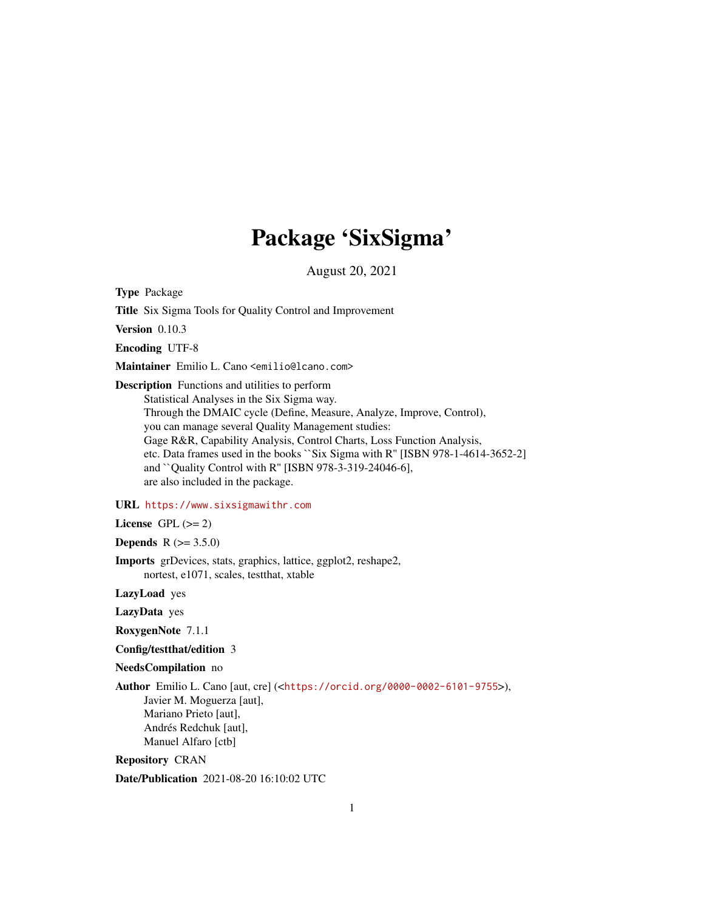# Package 'SixSigma'

August 20, 2021

**Type** Package

**Title** Six Sigma Tools for Quality Control and Improvement

**Version** 0.10.3

**Encoding** UTF-8

**Maintainer** Emilio L. Cano <emilio@lcano.com>

**Description** Functions and utilities to perform
Statistical Analyses in the Six Sigma way.
Through the DMAIC cycle (Define, Measure, Analyze, Improve, Control),
you can manage several Quality Management studies:
Gage R&R, Capability Analysis, Control Charts, Loss Function Analysis,
etc. Data frames used in the books ``Six Sigma with R'' [ISBN 978-1-4614-3652-2]
and ``Quality Control with R'' [ISBN 978-3-319-24046-6],
are also included in the package.

**URL** https://www.sixsigmawithr.com

**License** GPL (>= 2)

**Depends** R (>= 3.5.0)

**Imports** grDevices, stats, graphics, lattice, ggplot2, reshape2,
nortest, e1071, scales, testthat, xtable

**LazyLoad** yes

**LazyData** yes

**RoxygenNote** 7.1.1

**Config/testthat/edition** 3

**NeedsCompilation** no

**Author** Emilio L. Cano [aut, cre] (<https://orcid.org/0000-0002-6101-9755>),
Javier M. Moguerza [aut],
Mariano Prieto [aut],
Andrés Redchuk [aut],
Manuel Alfaro [ctb]

**Repository** CRAN

**Date/Publication** 2021-08-20 16:10:02 UTC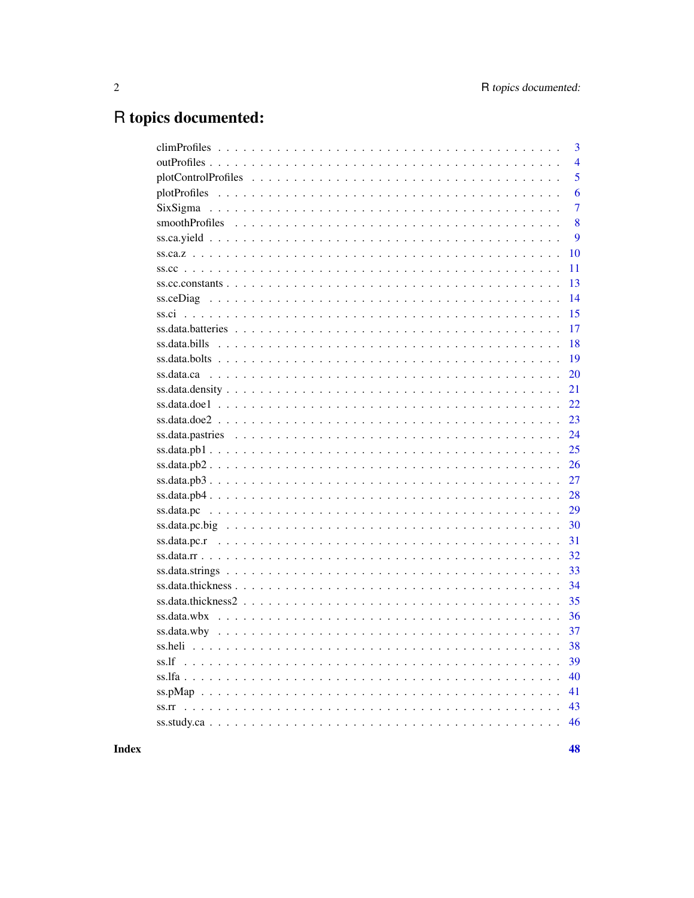# R topics documented:

| | |
|---|---|
| climProfiles | 3 |
| outProfiles | 4 |
| plotControlProfiles | 5 |
| plotProfiles | 6 |
| SixSigma | 7 |
| smoothProfiles | 8 |
| ss.ca.yield | 9 |
| ss.ca.z | 10 |
| ss.cc | 11 |
| ss.cc.constants | 13 |
| ss.ceDiag | 14 |
| ss.ci | 15 |
| ss.data.batteries | 17 |
| ss.data.bills | 18 |
| ss.data.bolts | 19 |
| ss.data.ca | 20 |
| ss.data.density | 21 |
| ss.data.doe1 | 22 |
| ss.data.doe2 | 23 |
| ss.data.pastries | 24 |
| ss.data.pb1 | 25 |
| ss.data.pb2 | 26 |
| ss.data.pb3 | 27 |
| ss.data.pb4 | 28 |
| ss.data.pc | 29 |
| ss.data.pc.big | 30 |
| ss.data.pc.r | 31 |
| ss.data.rr | 32 |
| ss.data.strings | 33 |
| ss.data.thickness | 34 |
| ss.data.thickness2 | 35 |
| ss.data.wbx | 36 |
| ss.data.wby | 37 |
| ss.heli | 38 |
| ss.lf | 39 |
| ss.lfa | 40 |
| ss.pMap | 41 |
| ss.rr | 43 |
| ss.study.ca | 46 |

**Index** **48**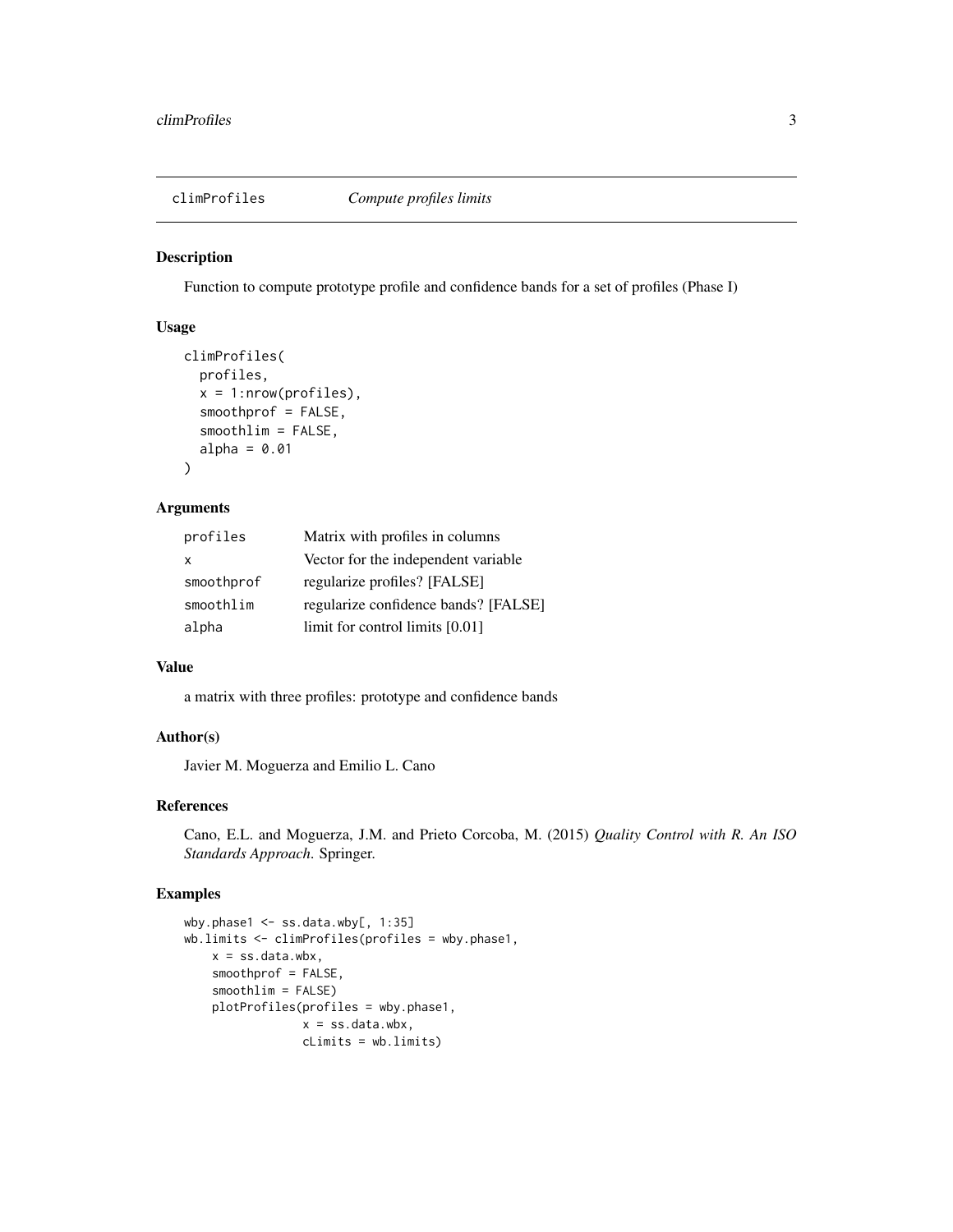## climProfiles — *Compute profiles limits*

### Description

Function to compute prototype profile and confidence bands for a set of profiles (Phase I)

### Usage

```
climProfiles(
  profiles,
  x = 1:nrow(profiles),
  smoothprof = FALSE,
  smoothlim = FALSE,
  alpha = 0.01
)
```

### Arguments

| | |
|---|---|
| profiles | Matrix with profiles in columns |
| x | Vector for the independent variable |
| smoothprof | regularize profiles? [FALSE] |
| smoothlim | regularize confidence bands? [FALSE] |
| alpha | limit for control limits [0.01] |

### Value

a matrix with three profiles: prototype and confidence bands

### Author(s)

Javier M. Moguerza and Emilio L. Cano

### References

Cano, E.L. and Moguerza, J.M. and Prieto Corcoba, M. (2015) *Quality Control with R. An ISO Standards Approach.* Springer.

### Examples

```
wby.phase1 <- ss.data.wby[, 1:35]
wb.limits <- climProfiles(profiles = wby.phase1,
    x = ss.data.wbx,
    smoothprof = FALSE,
    smoothlim = FALSE)
    plotProfiles(profiles = wby.phase1,
                 x = ss.data.wbx,
                 cLimits = wb.limits)
```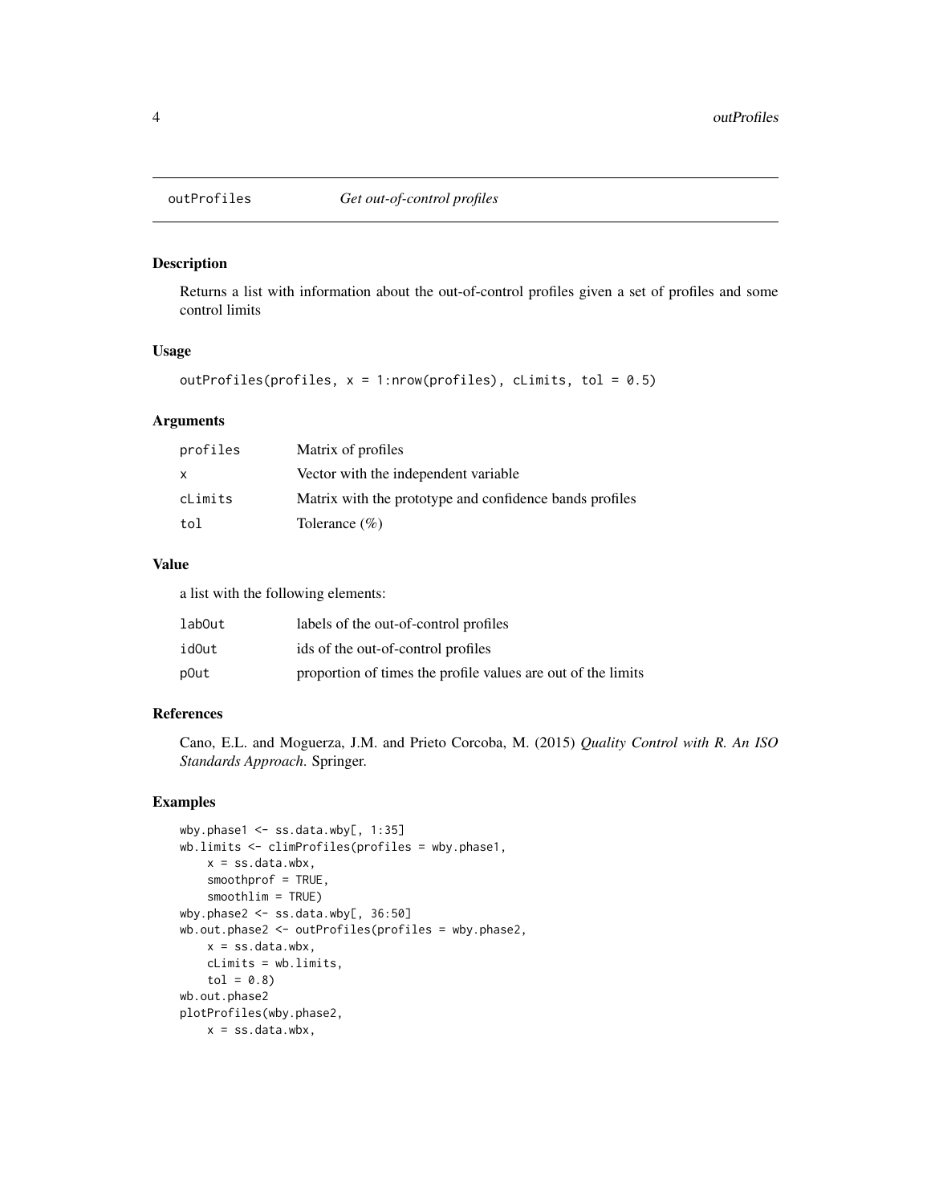# outProfiles — *Get out-of-control profiles*

## Description

Returns a list with information about the out-of-control profiles given a set of profiles and some control limits

## Usage

```
outProfiles(profiles, x = 1:nrow(profiles), cLimits, tol = 0.5)
```

## Arguments

| | |
|---|---|
| `profiles` | Matrix of profiles |
| `x` | Vector with the independent variable |
| `cLimits` | Matrix with the prototype and confidence bands profiles |
| `tol` | Tolerance (%) |

## Value

a list with the following elements:

| | |
|---|---|
| `labOut` | labels of the out-of-control profiles |
| `idOut` | ids of the out-of-control profiles |
| `pOut` | proportion of times the profile values are out of the limits |

## References

Cano, E.L. and Moguerza, J.M. and Prieto Corcoba, M. (2015) *Quality Control with R. An ISO Standards Approach.* Springer.

## Examples

```
wby.phase1 <- ss.data.wby[, 1:35]
wb.limits <- climProfiles(profiles = wby.phase1,
    x = ss.data.wbx,
    smoothprof = TRUE,
    smoothlim = TRUE)
wby.phase2 <- ss.data.wby[, 36:50]
wb.out.phase2 <- outProfiles(profiles = wby.phase2,
    x = ss.data.wbx,
    cLimits = wb.limits,
    tol = 0.8)
wb.out.phase2
plotProfiles(wby.phase2,
    x = ss.data.wbx,
```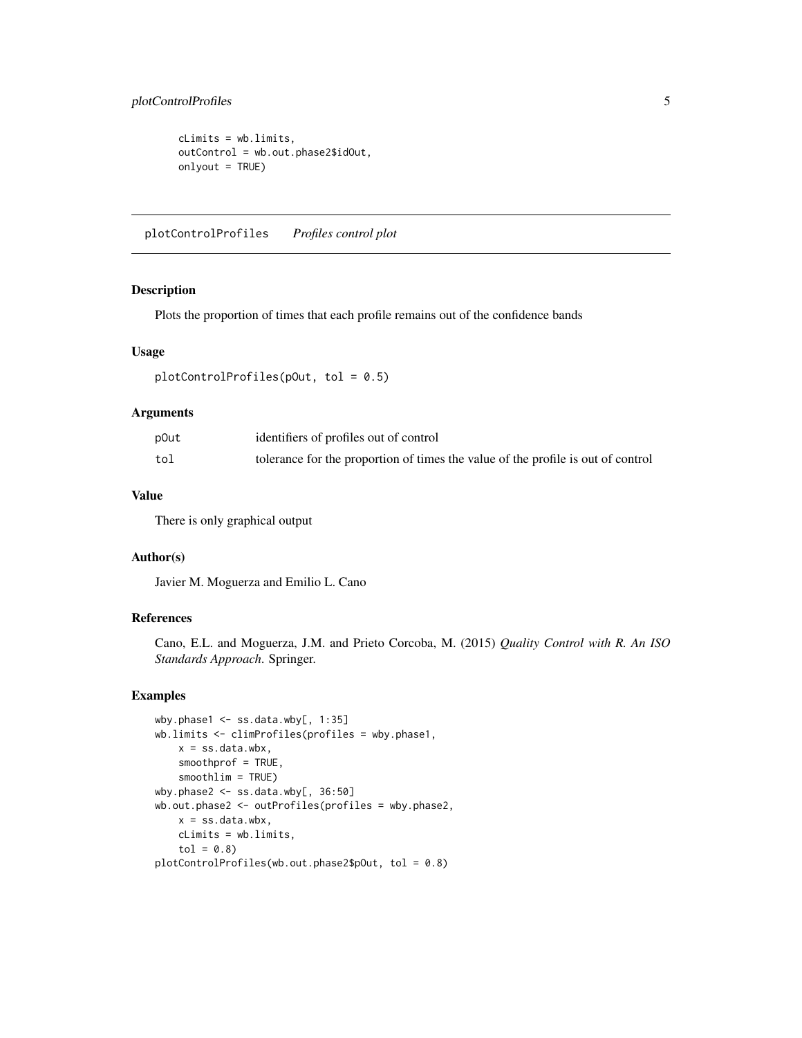```
    cLimits = wb.limits,
    outControl = wb.out.phase2$idOut,
    onlyout = TRUE)
```

---

plotControlProfiles *Profiles control plot*

---

### Description

Plots the proportion of times that each profile remains out of the confidence bands

### Usage

```
plotControlProfiles(pOut, tol = 0.5)
```

### Arguments

| | |
|---|---|
| pOut | identifiers of profiles out of control |
| tol | tolerance for the proportion of times the value of the profile is out of control |

### Value

There is only graphical output

### Author(s)

Javier M. Moguerza and Emilio L. Cano

### References

Cano, E.L. and Moguerza, J.M. and Prieto Corcoba, M. (2015) *Quality Control with R. An ISO Standards Approach.* Springer.

### Examples

```
wby.phase1 <- ss.data.wby[, 1:35]
wb.limits <- climProfiles(profiles = wby.phase1,
    x = ss.data.wbx,
    smoothprof = TRUE,
    smoothlim = TRUE)
wby.phase2 <- ss.data.wby[, 36:50]
wb.out.phase2 <- outProfiles(profiles = wby.phase2,
    x = ss.data.wbx,
    cLimits = wb.limits,
    tol = 0.8)
plotControlProfiles(wb.out.phase2$pOut, tol = 0.8)
```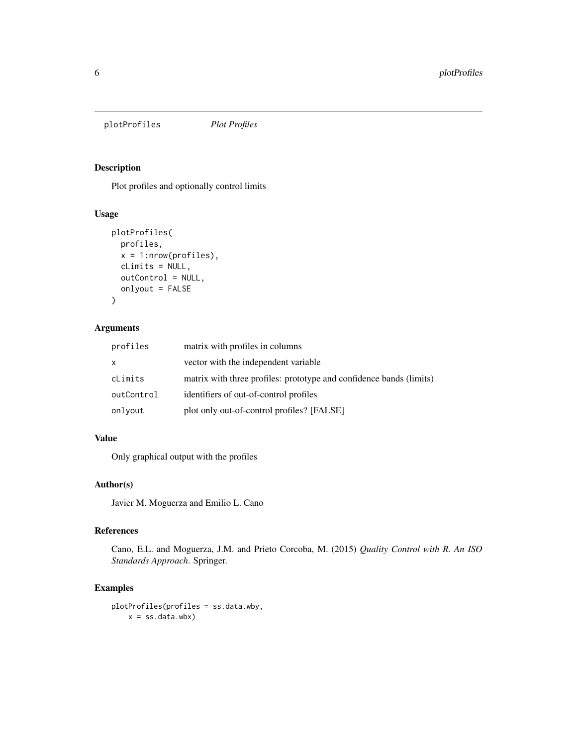`plotProfiles` *Plot Profiles*

## Description

Plot profiles and optionally control limits

## Usage

```
plotProfiles(
  profiles,
  x = 1:nrow(profiles),
  cLimits = NULL,
  outControl = NULL,
  onlyout = FALSE
)
```

## Arguments

| | |
|---|---|
| `profiles` | matrix with profiles in columns |
| `x` | vector with the independent variable |
| `cLimits` | matrix with three profiles: prototype and confidence bands (limits) |
| `outControl` | identifiers of out-of-control profiles |
| `onlyout` | plot only out-of-control profiles? [FALSE] |

## Value

Only graphical output with the profiles

## Author(s)

Javier M. Moguerza and Emilio L. Cano

## References

Cano, E.L. and Moguerza, J.M. and Prieto Corcoba, M. (2015) *Quality Control with R. An ISO Standards Approach.* Springer.

## Examples

```
plotProfiles(profiles = ss.data.wby,
    x = ss.data.wbx)
```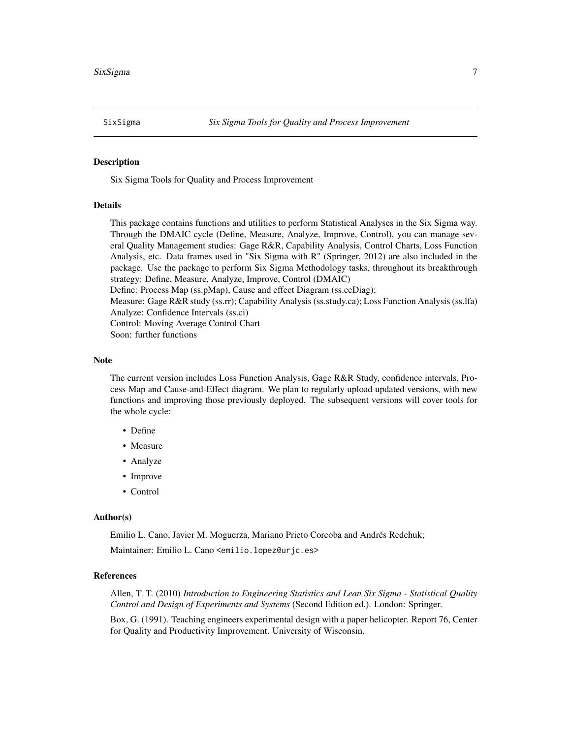SixSigma *Six Sigma Tools for Quality and Process Improvement*

## Description

Six Sigma Tools for Quality and Process Improvement

## Details

This package contains functions and utilities to perform Statistical Analyses in the Six Sigma way. Through the DMAIC cycle (Define, Measure, Analyze, Improve, Control), you can manage several Quality Management studies: Gage R&R, Capability Analysis, Control Charts, Loss Function Analysis, etc. Data frames used in "Six Sigma with R" (Springer, 2012) are also included in the package. Use the package to perform Six Sigma Methodology tasks, throughout its breakthrough strategy: Define, Measure, Analyze, Improve, Control (DMAIC)
Define: Process Map (ss.pMap), Cause and effect Diagram (ss.ceDiag);
Measure: Gage R&R study (ss.rr); Capability Analysis (ss.study.ca); Loss Function Analysis (ss.lfa)
Analyze: Confidence Intervals (ss.ci)
Control: Moving Average Control Chart
Soon: further functions

## Note

The current version includes Loss Function Analysis, Gage R&R Study, confidence intervals, Process Map and Cause-and-Effect diagram. We plan to regularly upload updated versions, with new functions and improving those previously deployed. The subsequent versions will cover tools for the whole cycle:

- Define
- Measure
- Analyze
- Improve
- Control

## Author(s)

Emilio L. Cano, Javier M. Moguerza, Mariano Prieto Corcoba and Andrés Redchuk;

Maintainer: Emilio L. Cano <emilio.lopez@urjc.es>

## References

Allen, T. T. (2010) *Introduction to Engineering Statistics and Lean Six Sigma - Statistical Quality Control and Design of Experiments and Systems* (Second Edition ed.). London: Springer.

Box, G. (1991). Teaching engineers experimental design with a paper helicopter. Report 76, Center for Quality and Productivity Improvement. University of Wisconsin.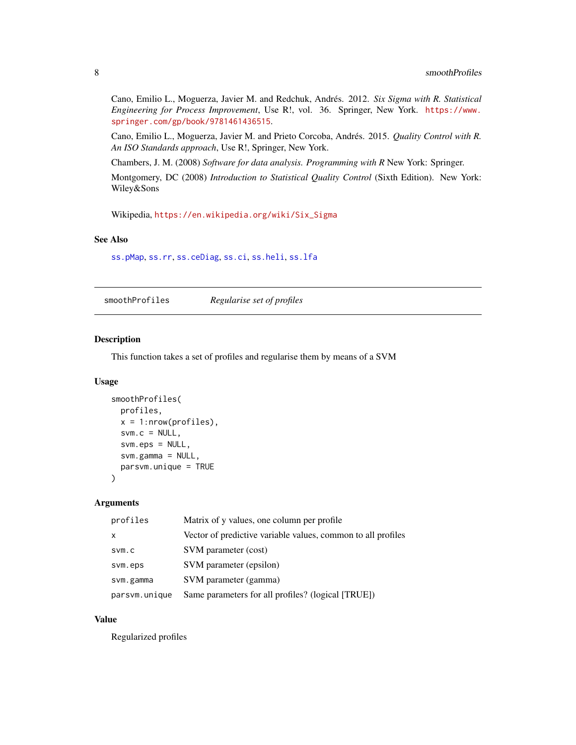Cano, Emilio L., Moguerza, Javier M. and Redchuk, Andrés. 2012. *Six Sigma with R. Statistical Engineering for Process Improvement*, Use R!, vol. 36. Springer, New York. https://www.springer.com/gp/book/9781461436515.

Cano, Emilio L., Moguerza, Javier M. and Prieto Corcoba, Andrés. 2015. *Quality Control with R. An ISO Standards approach*, Use R!, Springer, New York.

Chambers, J. M. (2008) *Software for data analysis. Programming with R* New York: Springer.

Montgomery, DC (2008) *Introduction to Statistical Quality Control* (Sixth Edition). New York: Wiley&Sons

Wikipedia, https://en.wikipedia.org/wiki/Six_Sigma

### See Also

`ss.pMap`, `ss.rr`, `ss.ceDiag`, `ss.ci`, `ss.heli`, `ss.lfa`

---

## smoothProfiles &nbsp;&nbsp;&nbsp; *Regularise set of profiles*

### Description

This function takes a set of profiles and regularise them by means of a SVM

### Usage

```
smoothProfiles(
  profiles,
  x = 1:nrow(profiles),
  svm.c = NULL,
  svm.eps = NULL,
  svm.gamma = NULL,
  parsvm.unique = TRUE
)
```

### Arguments

| | |
|---|---|
| `profiles` | Matrix of y values, one column per profile |
| `x` | Vector of predictive variable values, common to all profiles |
| `svm.c` | SVM parameter (cost) |
| `svm.eps` | SVM parameter (epsilon) |
| `svm.gamma` | SVM parameter (gamma) |
| `parsvm.unique` | Same parameters for all profiles? (logical [TRUE]) |

### Value

Regularized profiles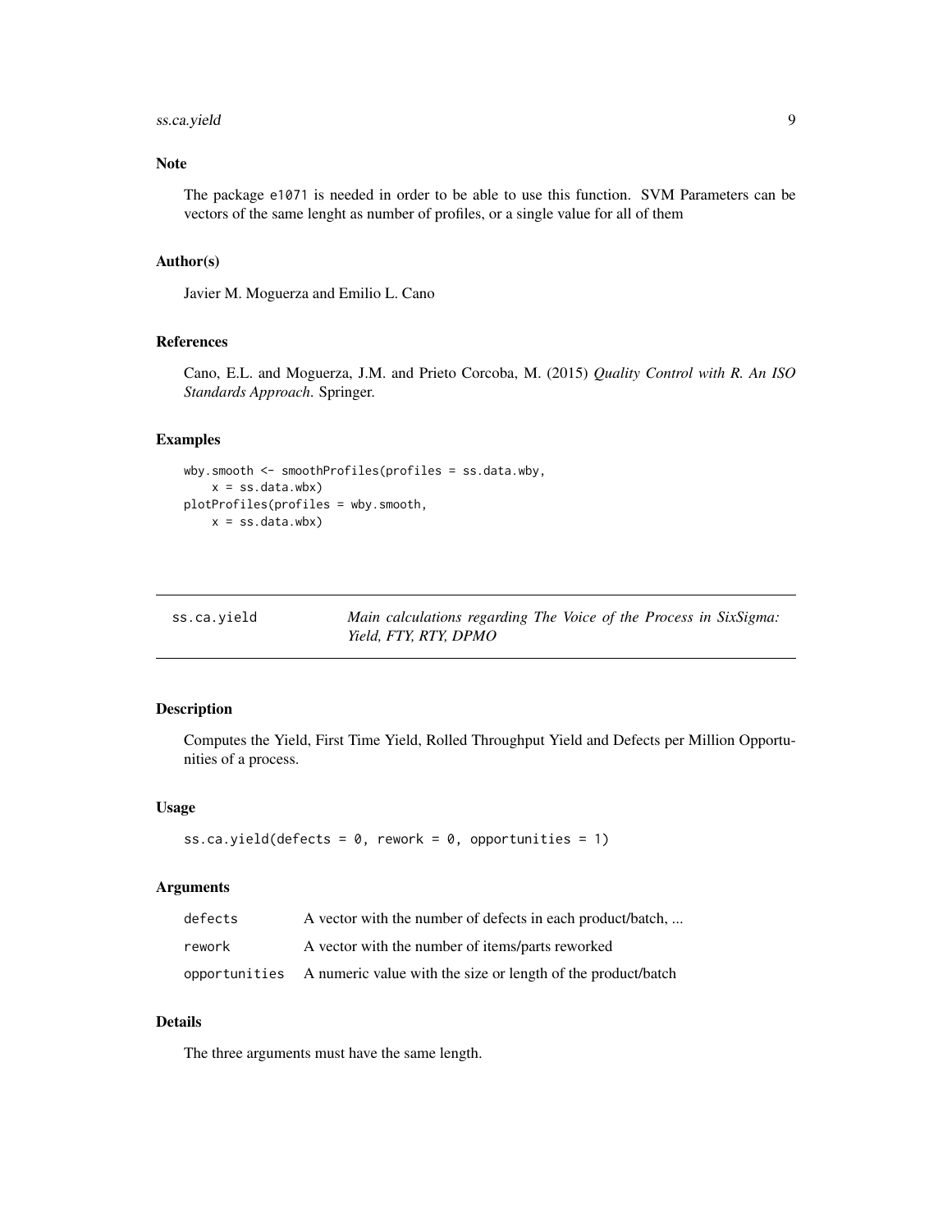## Note

The package e1071 is needed in order to be able to use this function. SVM Parameters can be vectors of the same lenght as number of profiles, or a single value for all of them

## Author(s)

Javier M. Moguerza and Emilio L. Cano

## References

Cano, E.L. and Moguerza, J.M. and Prieto Corcoba, M. (2015) *Quality Control with R. An ISO Standards Approach*. Springer.

## Examples

```
wby.smooth <- smoothProfiles(profiles = ss.data.wby,
    x = ss.data.wbx)
plotProfiles(profiles = wby.smooth,
    x = ss.data.wbx)
```

---

# ss.ca.yield — *Main calculations regarding The Voice of the Process in SixSigma: Yield, FTY, RTY, DPMO*

## Description

Computes the Yield, First Time Yield, Rolled Throughput Yield and Defects per Million Opportunities of a process.

## Usage

```
ss.ca.yield(defects = 0, rework = 0, opportunities = 1)
```

## Arguments

| | |
|---|---|
| defects | A vector with the number of defects in each product/batch, ... |
| rework | A vector with the number of items/parts reworked |
| opportunities | A numeric value with the size or length of the product/batch |

## Details

The three arguments must have the same length.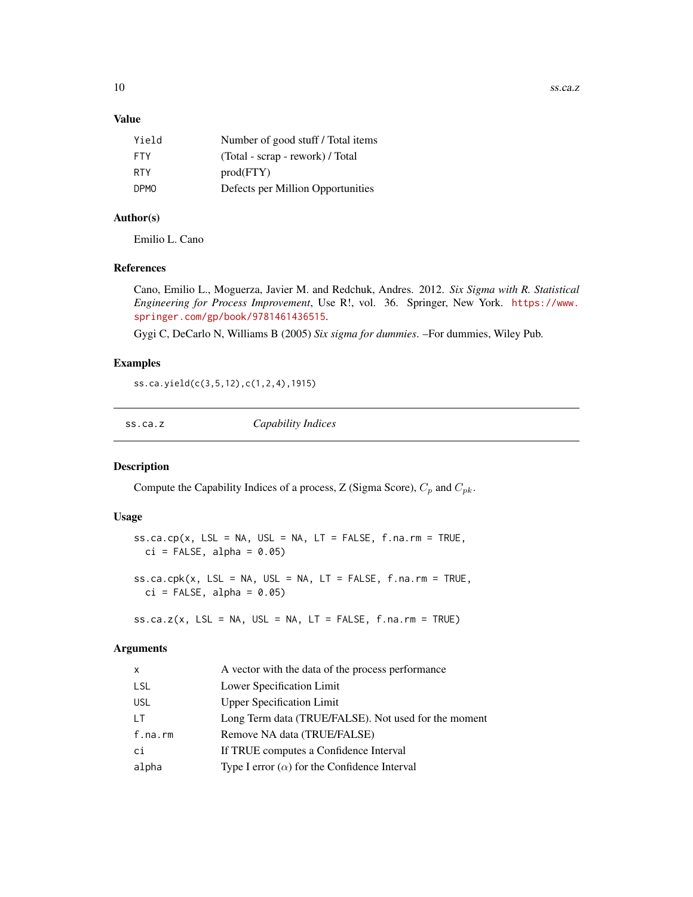### Value

| | |
|---|---|
| Yield | Number of good stuff / Total items |
| FTY | (Total - scrap - rework) / Total |
| RTY | prod(FTY) |
| DPMO | Defects per Million Opportunities |

### Author(s)

Emilio L. Cano

### References

Cano, Emilio L., Moguerza, Javier M. and Redchuk, Andres. 2012. *Six Sigma with R. Statistical Engineering for Process Improvement*, Use R!, vol. 36. Springer, New York. https://www.springer.com/gp/book/9781461436515.

Gygi C, DeCarlo N, Williams B (2005) *Six sigma for dummies*. –For dummies, Wiley Pub.

### Examples

```
ss.ca.yield(c(3,5,12),c(1,2,4),1915)
```

---

## ss.ca.z — *Capability Indices*

---

### Description

Compute the Capability Indices of a process, Z (Sigma Score), $C_p$ and $C_{pk}$.

### Usage

```
ss.ca.cp(x, LSL = NA, USL = NA, LT = FALSE, f.na.rm = TRUE,
  ci = FALSE, alpha = 0.05)

ss.ca.cpk(x, LSL = NA, USL = NA, LT = FALSE, f.na.rm = TRUE,
  ci = FALSE, alpha = 0.05)

ss.ca.z(x, LSL = NA, USL = NA, LT = FALSE, f.na.rm = TRUE)
```

### Arguments

| | |
|---|---|
| x | A vector with the data of the process performance |
| LSL | Lower Specification Limit |
| USL | Upper Specification Limit |
| LT | Long Term data (TRUE/FALSE). Not used for the moment |
| f.na.rm | Remove NA data (TRUE/FALSE) |
| ci | If TRUE computes a Confidence Interval |
| alpha | Type I error ($\alpha$) for the Confidence Interval |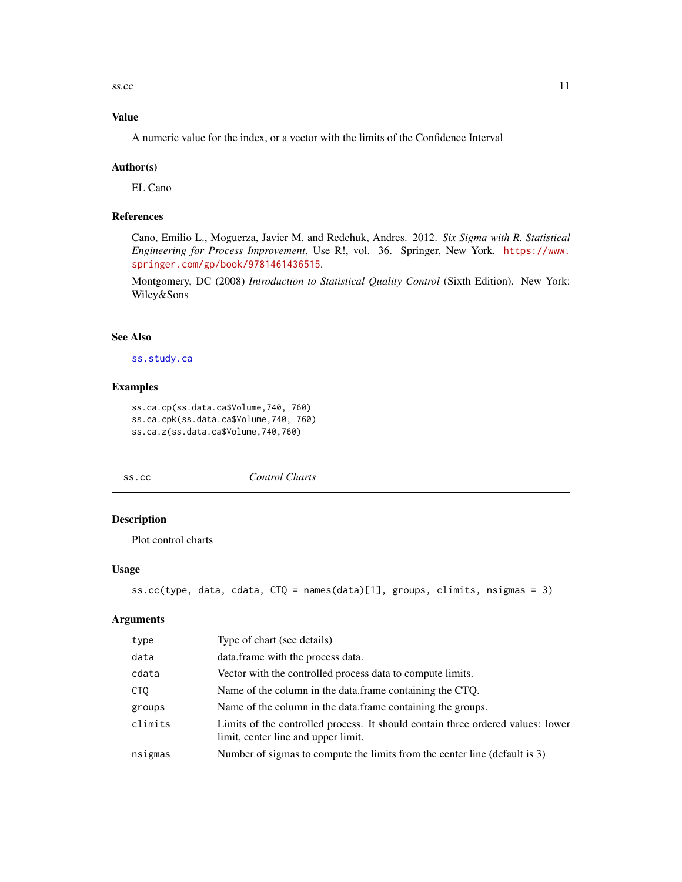### Value

A numeric value for the index, or a vector with the limits of the Confidence Interval

### Author(s)

EL Cano

### References

Cano, Emilio L., Moguerza, Javier M. and Redchuk, Andres. 2012. *Six Sigma with R. Statistical Engineering for Process Improvement*, Use R!, vol. 36. Springer, New York. https://www.springer.com/gp/book/9781461436515.

Montgomery, DC (2008) *Introduction to Statistical Quality Control* (Sixth Edition). New York: Wiley&Sons

### See Also

ss.study.ca

### Examples

```
ss.ca.cp(ss.data.ca$Volume,740, 760)
ss.ca.cpk(ss.data.ca$Volume,740, 760)
ss.ca.z(ss.data.ca$Volume,740,760)
```

---

## ss.cc *Control Charts*

### Description

Plot control charts

### Usage

```
ss.cc(type, data, cdata, CTQ = names(data)[1], groups, climits, nsigmas = 3)
```

### Arguments

| | |
|---|---|
| type | Type of chart (see details) |
| data | data.frame with the process data. |
| cdata | Vector with the controlled process data to compute limits. |
| CTQ | Name of the column in the data.frame containing the CTQ. |
| groups | Name of the column in the data.frame containing the groups. |
| climits | Limits of the controlled process. It should contain three ordered values: lower limit, center line and upper limit. |
| nsigmas | Number of sigmas to compute the limits from the center line (default is 3) |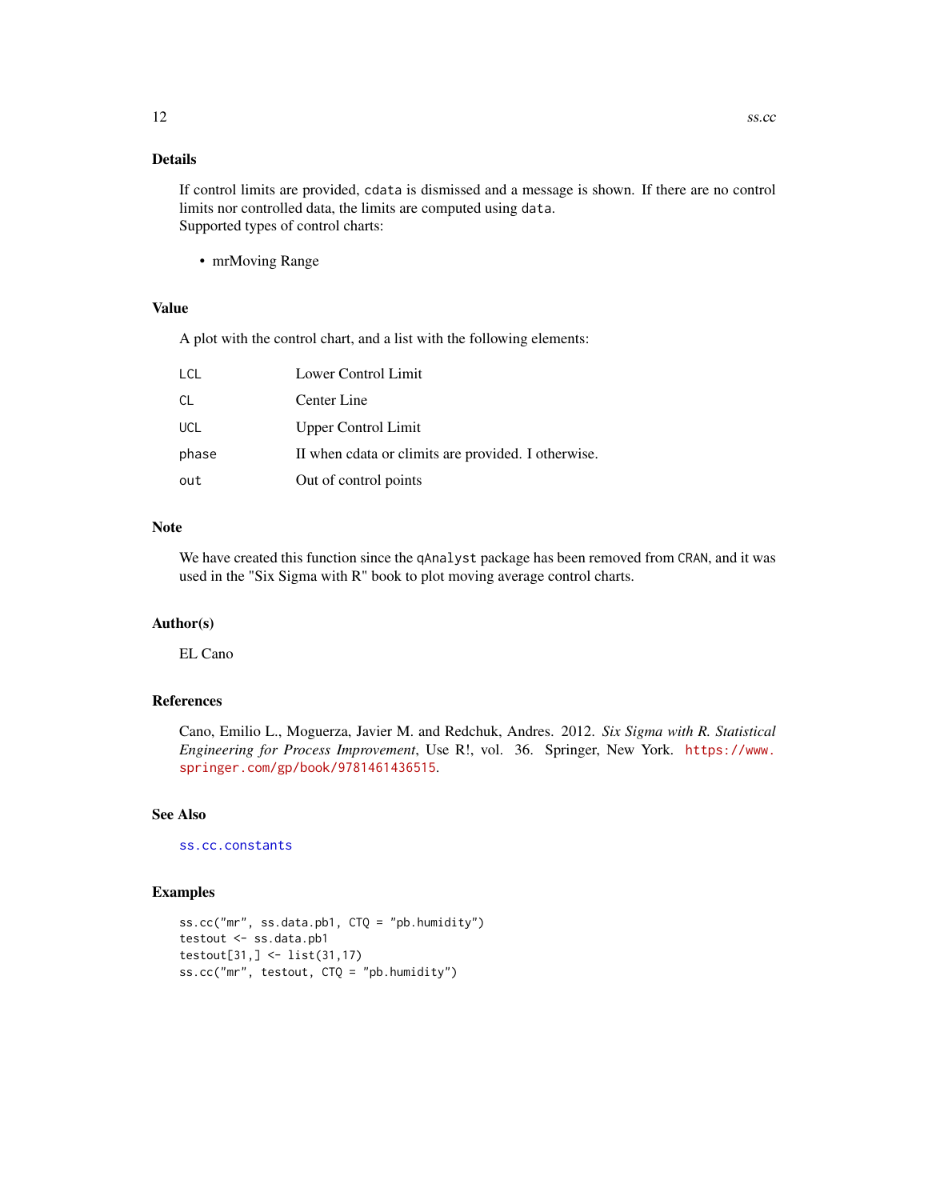## Details

If control limits are provided, `cdata` is dismissed and a message is shown. If there are no control limits nor controlled data, the limits are computed using `data`.
Supported types of control charts:

- mrMoving Range

## Value

A plot with the control chart, and a list with the following elements:

| | |
|---|---|
| `LCL` | Lower Control Limit |
| `CL` | Center Line |
| `UCL` | Upper Control Limit |
| `phase` | II when cdata or climits are provided. I otherwise. |
| `out` | Out of control points |

## Note

We have created this function since the `qAnalyst` package has been removed from `CRAN`, and it was used in the "Six Sigma with R" book to plot moving average control charts.

## Author(s)

EL Cano

## References

Cano, Emilio L., Moguerza, Javier M. and Redchuk, Andres. 2012. *Six Sigma with R. Statistical Engineering for Process Improvement*, Use R!, vol. 36. Springer, New York. https://www.springer.com/gp/book/9781461436515.

## See Also

`ss.cc.constants`

## Examples

```
ss.cc("mr", ss.data.pb1, CTQ = "pb.humidity")
testout <- ss.data.pb1
testout[31,] <- list(31,17)
ss.cc("mr", testout, CTQ = "pb.humidity")
```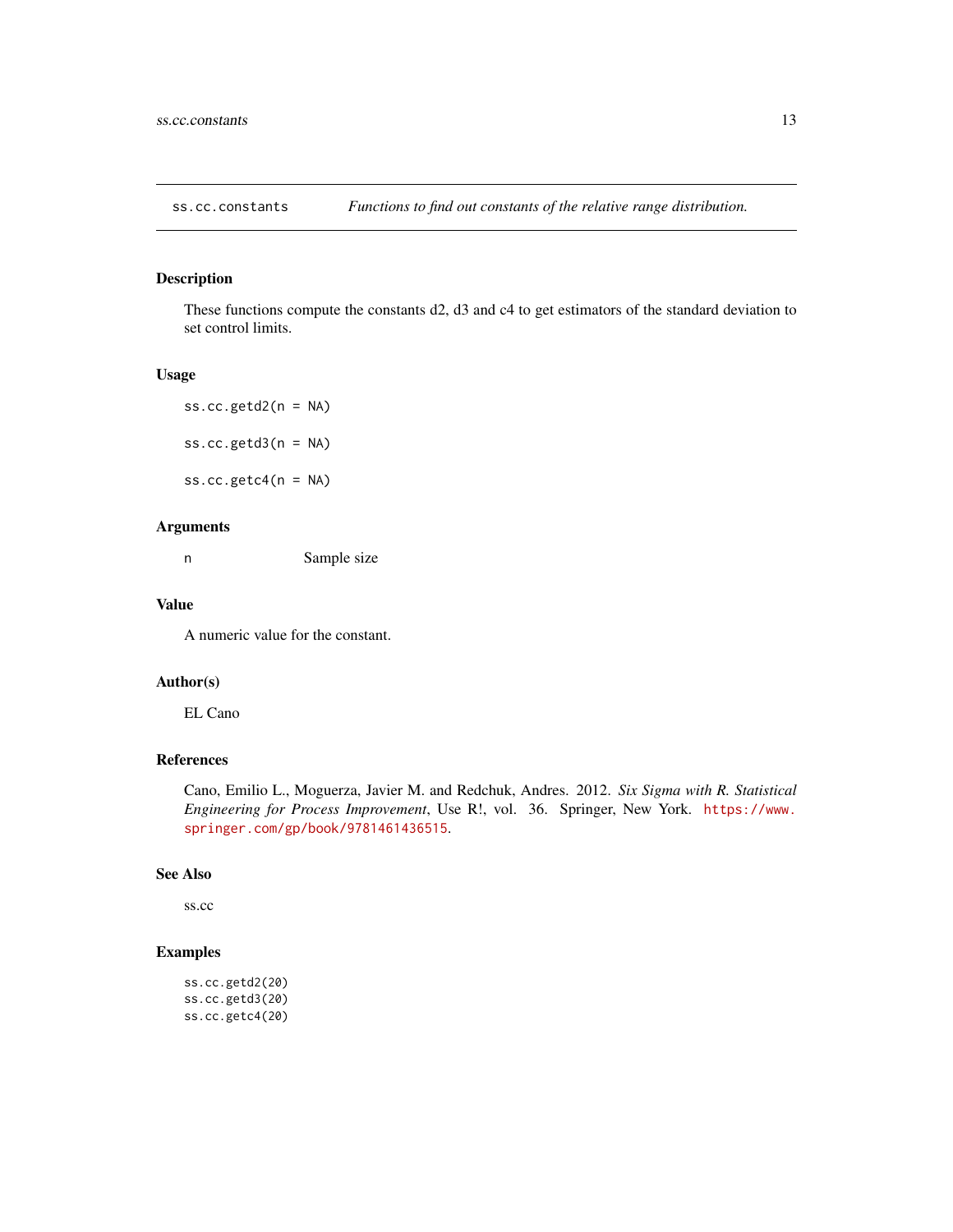## ss.cc.constants — *Functions to find out constants of the relative range distribution.*

### Description

These functions compute the constants d2, d3 and c4 to get estimators of the standard deviation to set control limits.

### Usage

```
ss.cc.getd2(n = NA)

ss.cc.getd3(n = NA)

ss.cc.getc4(n = NA)
```

### Arguments

| | |
|---|---|
| n | Sample size |

### Value

A numeric value for the constant.

### Author(s)

EL Cano

### References

Cano, Emilio L., Moguerza, Javier M. and Redchuk, Andres. 2012. *Six Sigma with R. Statistical Engineering for Process Improvement*, Use R!, vol. 36. Springer, New York. https://www.springer.com/gp/book/9781461436515.

### See Also

ss.cc

### Examples

```
ss.cc.getd2(20)
ss.cc.getd3(20)
ss.cc.getc4(20)
```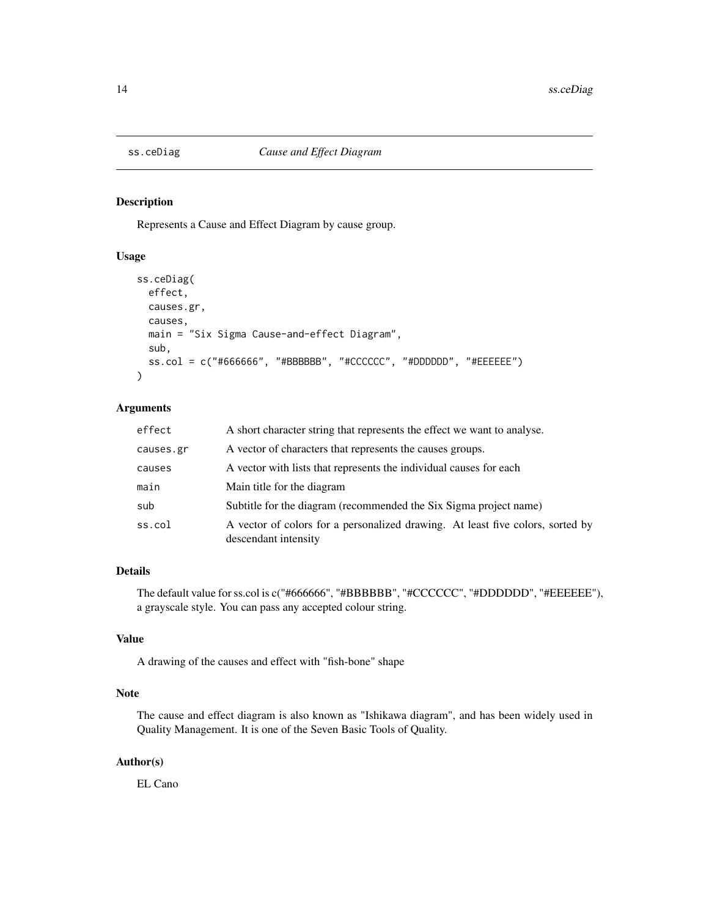## ss.ceDiag — *Cause and Effect Diagram*

### Description

Represents a Cause and Effect Diagram by cause group.

### Usage

```
ss.ceDiag(
  effect,
  causes.gr,
  causes,
  main = "Six Sigma Cause-and-effect Diagram",
  sub,
  ss.col = c("#666666", "#BBBBBB", "#CCCCCC", "#DDDDDD", "#EEEEEE")
)
```

### Arguments

| | |
|---|---|
| `effect` | A short character string that represents the effect we want to analyse. |
| `causes.gr` | A vector of characters that represents the causes groups. |
| `causes` | A vector with lists that represents the individual causes for each |
| `main` | Main title for the diagram |
| `sub` | Subtitle for the diagram (recommended the Six Sigma project name) |
| `ss.col` | A vector of colors for a personalized drawing. At least five colors, sorted by descendant intensity |

### Details

The default value for ss.col is c("#666666", "#BBBBBB", "#CCCCCC", "#DDDDDD", "#EEEEEE"), a grayscale style. You can pass any accepted colour string.

### Value

A drawing of the causes and effect with "fish-bone" shape

### Note

The cause and effect diagram is also known as "Ishikawa diagram", and has been widely used in Quality Management. It is one of the Seven Basic Tools of Quality.

### Author(s)

EL Cano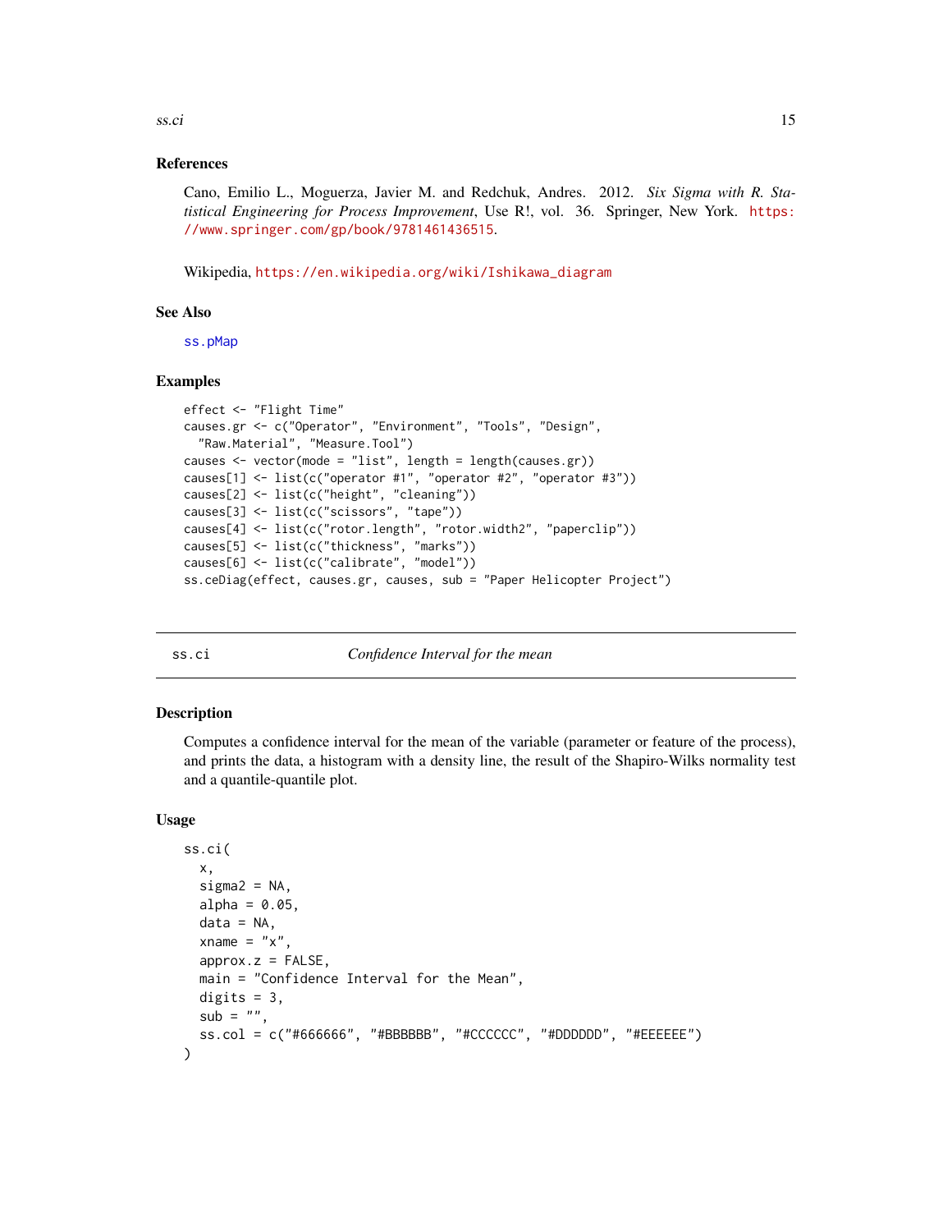### References

Cano, Emilio L., Moguerza, Javier M. and Redchuk, Andres. 2012. *Six Sigma with R. Statistical Engineering for Process Improvement*, Use R!, vol. 36. Springer, New York. https://www.springer.com/gp/book/9781461436515.

Wikipedia, https://en.wikipedia.org/wiki/Ishikawa_diagram

### See Also

ss.pMap

### Examples

```
effect <- "Flight Time"
causes.gr <- c("Operator", "Environment", "Tools", "Design",
  "Raw.Material", "Measure.Tool")
causes <- vector(mode = "list", length = length(causes.gr))
causes[1] <- list(c("operator #1", "operator #2", "operator #3"))
causes[2] <- list(c("height", "cleaning"))
causes[3] <- list(c("scissors", "tape"))
causes[4] <- list(c("rotor.length", "rotor.width2", "paperclip"))
causes[5] <- list(c("thickness", "marks"))
causes[6] <- list(c("calibrate", "model"))
ss.ceDiag(effect, causes.gr, causes, sub = "Paper Helicopter Project")
```

---

## ss.ci — *Confidence Interval for the mean*

### Description

Computes a confidence interval for the mean of the variable (parameter or feature of the process), and prints the data, a histogram with a density line, the result of the Shapiro-Wilks normality test and a quantile-quantile plot.

### Usage

```
ss.ci(
  x,
  sigma2 = NA,
  alpha = 0.05,
  data = NA,
  xname = "x",
  approx.z = FALSE,
  main = "Confidence Interval for the Mean",
  digits = 3,
  sub = "",
  ss.col = c("#666666", "#BBBBBB", "#CCCCCC", "#DDDDDD", "#EEEEEE")
)
```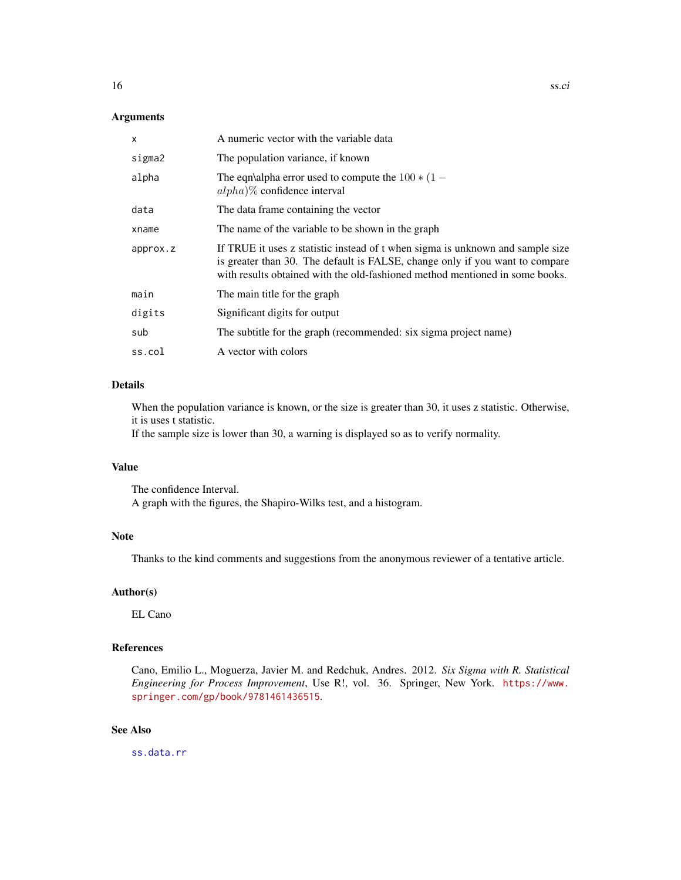## Arguments

| | |
|---|---|
| x | A numeric vector with the variable data |
| sigma2 | The population variance, if known |
| alpha | The eqn\alpha error used to compute the $100 * (1 - alpha)\%$ confidence interval |
| data | The data frame containing the vector |
| xname | The name of the variable to be shown in the graph |
| approx.z | If TRUE it uses z statistic instead of t when sigma is unknown and sample size is greater than 30. The default is FALSE, change only if you want to compare with results obtained with the old-fashioned method mentioned in some books. |
| main | The main title for the graph |
| digits | Significant digits for output |
| sub | The subtitle for the graph (recommended: six sigma project name) |
| ss.col | A vector with colors |

## Details

When the population variance is known, or the size is greater than 30, it uses z statistic. Otherwise, it is uses t statistic.
If the sample size is lower than 30, a warning is displayed so as to verify normality.

## Value

The confidence Interval.
A graph with the figures, the Shapiro-Wilks test, and a histogram.

## Note

Thanks to the kind comments and suggestions from the anonymous reviewer of a tentative article.

## Author(s)

EL Cano

## References

Cano, Emilio L., Moguerza, Javier M. and Redchuk, Andres. 2012. *Six Sigma with R. Statistical Engineering for Process Improvement*, Use R!, vol. 36. Springer, New York. https://www.springer.com/gp/book/9781461436515.

## See Also

ss.data.rr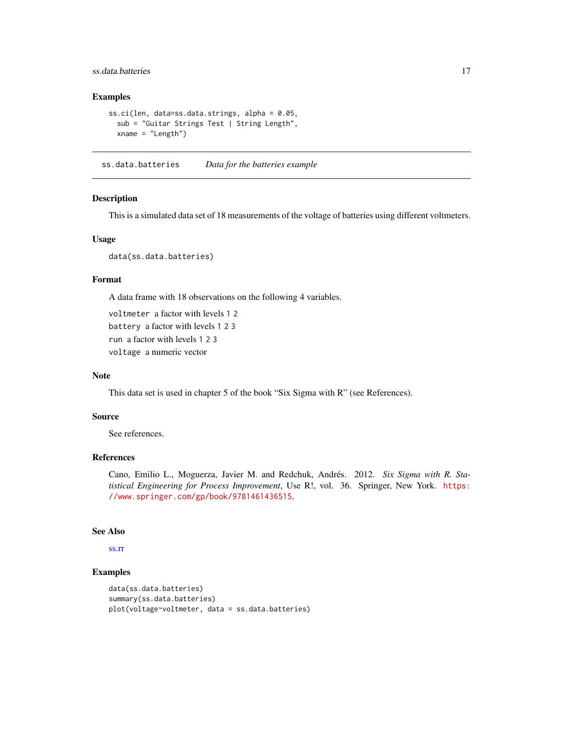## Examples

```
ss.ci(len, data=ss.data.strings, alpha = 0.05,
  sub = "Guitar Strings Test | String Length",
  xname = "Length")
```

---

# ss.data.batteries *Data for the batteries example*

---

## Description

This is a simulated data set of 18 measurements of the voltage of batteries using different voltmeters.

## Usage

```
data(ss.data.batteries)
```

## Format

A data frame with 18 observations on the following 4 variables.

`voltmeter` a factor with levels `1 2`

`battery` a factor with levels `1 2 3`

`run` a factor with levels `1 2 3`

`voltage` a numeric vector

## Note

This data set is used in chapter 5 of the book "Six Sigma with R" (see References).

## Source

See references.

## References

Cano, Emilio L., Moguerza, Javier M. and Redchuk, Andrés. 2012. *Six Sigma with R. Statistical Engineering for Process Improvement*, Use R!, vol. 36. Springer, New York. https://www.springer.com/gp/book/9781461436515.

## See Also

ss.rr

## Examples

```
data(ss.data.batteries)
summary(ss.data.batteries)
plot(voltage~voltmeter, data = ss.data.batteries)
```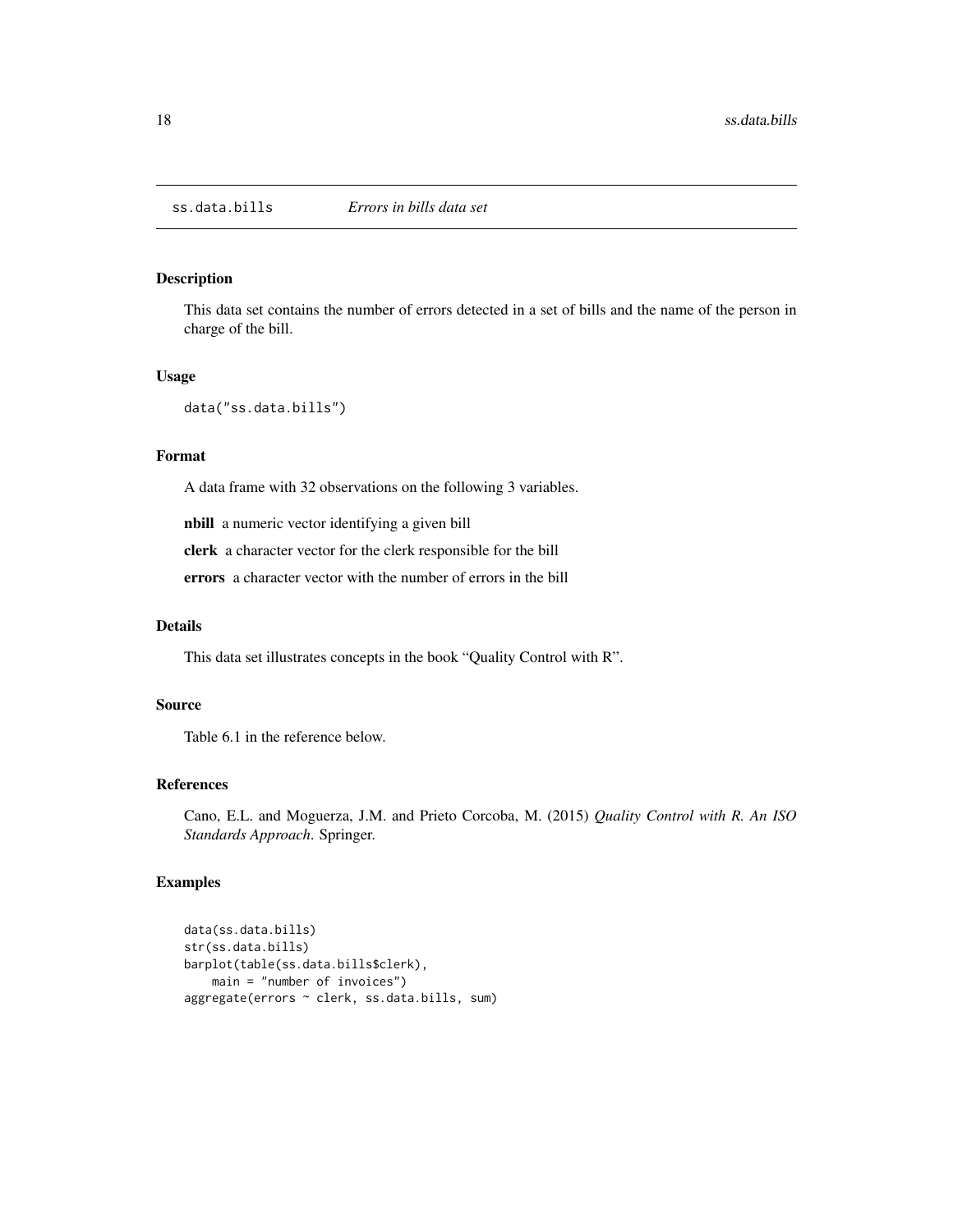## ss.data.bills *Errors in bills data set*

### Description

This data set contains the number of errors detected in a set of bills and the name of the person in charge of the bill.

### Usage

```
data("ss.data.bills")
```

### Format

A data frame with 32 observations on the following 3 variables.

**nbill** a numeric vector identifying a given bill

**clerk** a character vector for the clerk responsible for the bill

**errors** a character vector with the number of errors in the bill

### Details

This data set illustrates concepts in the book "Quality Control with R".

### Source

Table 6.1 in the reference below.

### References

Cano, E.L. and Moguerza, J.M. and Prieto Corcoba, M. (2015) *Quality Control with R. An ISO Standards Approach.* Springer.

### Examples

```
data(ss.data.bills)
str(ss.data.bills)
barplot(table(ss.data.bills$clerk),
    main = "number of invoices")
aggregate(errors ~ clerk, ss.data.bills, sum)
```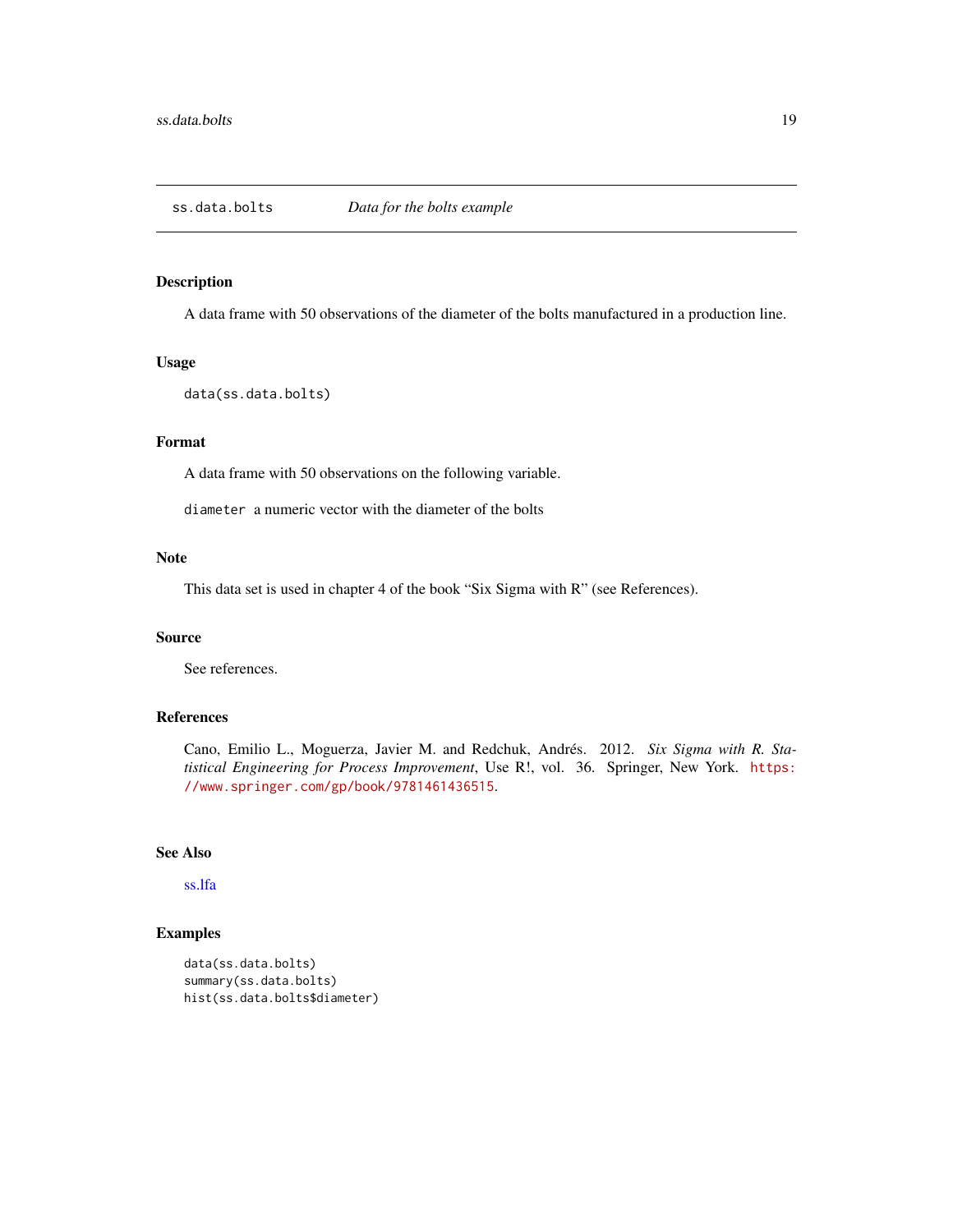## ss.data.bolts *Data for the bolts example*

### Description

A data frame with 50 observations of the diameter of the bolts manufactured in a production line.

### Usage

```
data(ss.data.bolts)
```

### Format

A data frame with 50 observations on the following variable.

`diameter` a numeric vector with the diameter of the bolts

### Note

This data set is used in chapter 4 of the book "Six Sigma with R" (see References).

### Source

See references.

### References

Cano, Emilio L., Moguerza, Javier M. and Redchuk, Andrés. 2012. *Six Sigma with R. Statistical Engineering for Process Improvement*, Use R!, vol. 36. Springer, New York. https://www.springer.com/gp/book/9781461436515.

### See Also

ss.lfa

### Examples

```
data(ss.data.bolts)
summary(ss.data.bolts)
hist(ss.data.bolts$diameter)
```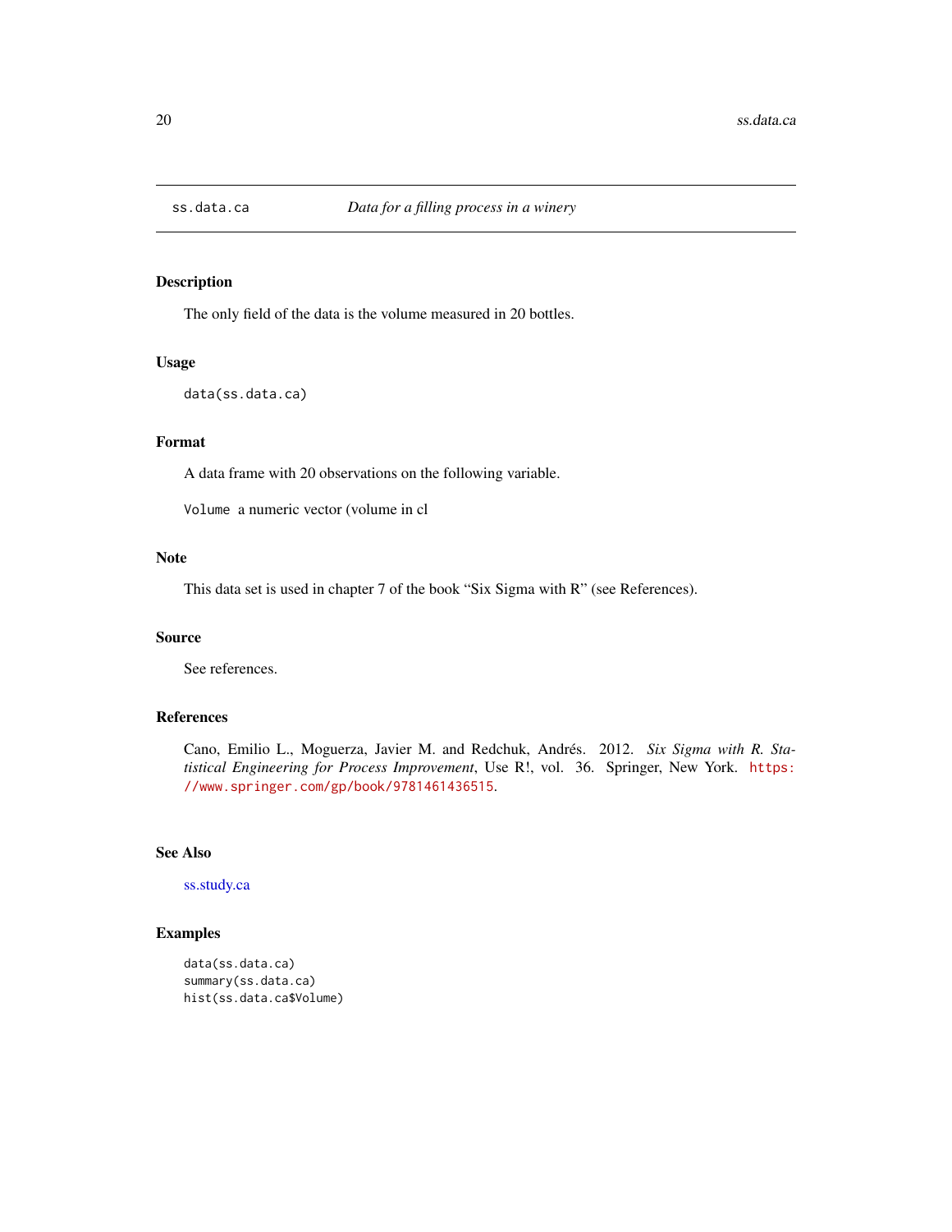# ss.data.ca — *Data for a filling process in a winery*

## Description

The only field of the data is the volume measured in 20 bottles.

## Usage

```
data(ss.data.ca)
```

## Format

A data frame with 20 observations on the following variable.

`Volume` a numeric vector (volume in cl

## Note

This data set is used in chapter 7 of the book "Six Sigma with R" (see References).

## Source

See references.

## References

Cano, Emilio L., Moguerza, Javier M. and Redchuk, Andrés. 2012. *Six Sigma with R. Statistical Engineering for Process Improvement*, Use R!, vol. 36. Springer, New York. https://www.springer.com/gp/book/9781461436515.

## See Also

ss.study.ca

## Examples

```
data(ss.data.ca)
summary(ss.data.ca)
hist(ss.data.ca$Volume)
```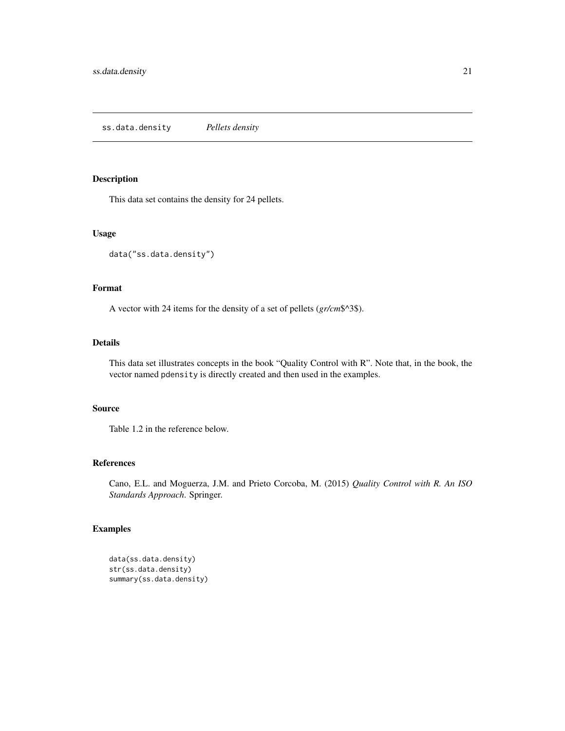## ss.data.density *Pellets density*

### Description

This data set contains the density for 24 pellets.

### Usage

```
data("ss.data.density")
```

### Format

A vector with 24 items for the density of a set of pellets (*gr/cm*$^3$).

### Details

This data set illustrates concepts in the book "Quality Control with R". Note that, in the book, the vector named `pdensity` is directly created and then used in the examples.

### Source

Table 1.2 in the reference below.

### References

Cano, E.L. and Moguerza, J.M. and Prieto Corcoba, M. (2015) *Quality Control with R. An ISO Standards Approach.* Springer.

### Examples

```
data(ss.data.density)
str(ss.data.density)
summary(ss.data.density)
```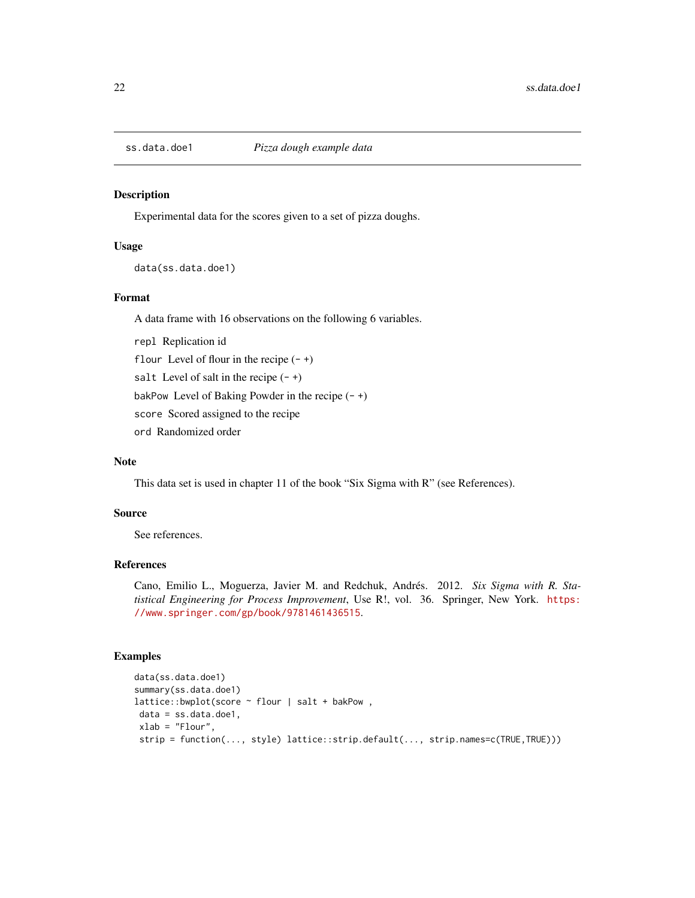# ss.data.doe1 — *Pizza dough example data*

## Description

Experimental data for the scores given to a set of pizza doughs.

## Usage

```
data(ss.data.doe1)
```

## Format

A data frame with 16 observations on the following 6 variables.

- `repl` Replication id
- `flour` Level of flour in the recipe (- +)
- `salt` Level of salt in the recipe (- +)
- `bakPow` Level of Baking Powder in the recipe (- +)
- `score` Scored assigned to the recipe
- `ord` Randomized order

## Note

This data set is used in chapter 11 of the book "Six Sigma with R" (see References).

## Source

See references.

## References

Cano, Emilio L., Moguerza, Javier M. and Redchuk, Andrés. 2012. *Six Sigma with R. Statistical Engineering for Process Improvement*, Use R!, vol. 36. Springer, New York. https://www.springer.com/gp/book/9781461436515.

## Examples

```
data(ss.data.doe1)
summary(ss.data.doe1)
lattice::bwplot(score ~ flour | salt + bakPow ,
 data = ss.data.doe1,
 xlab = "Flour",
 strip = function(..., style) lattice::strip.default(..., strip.names=c(TRUE,TRUE)))
```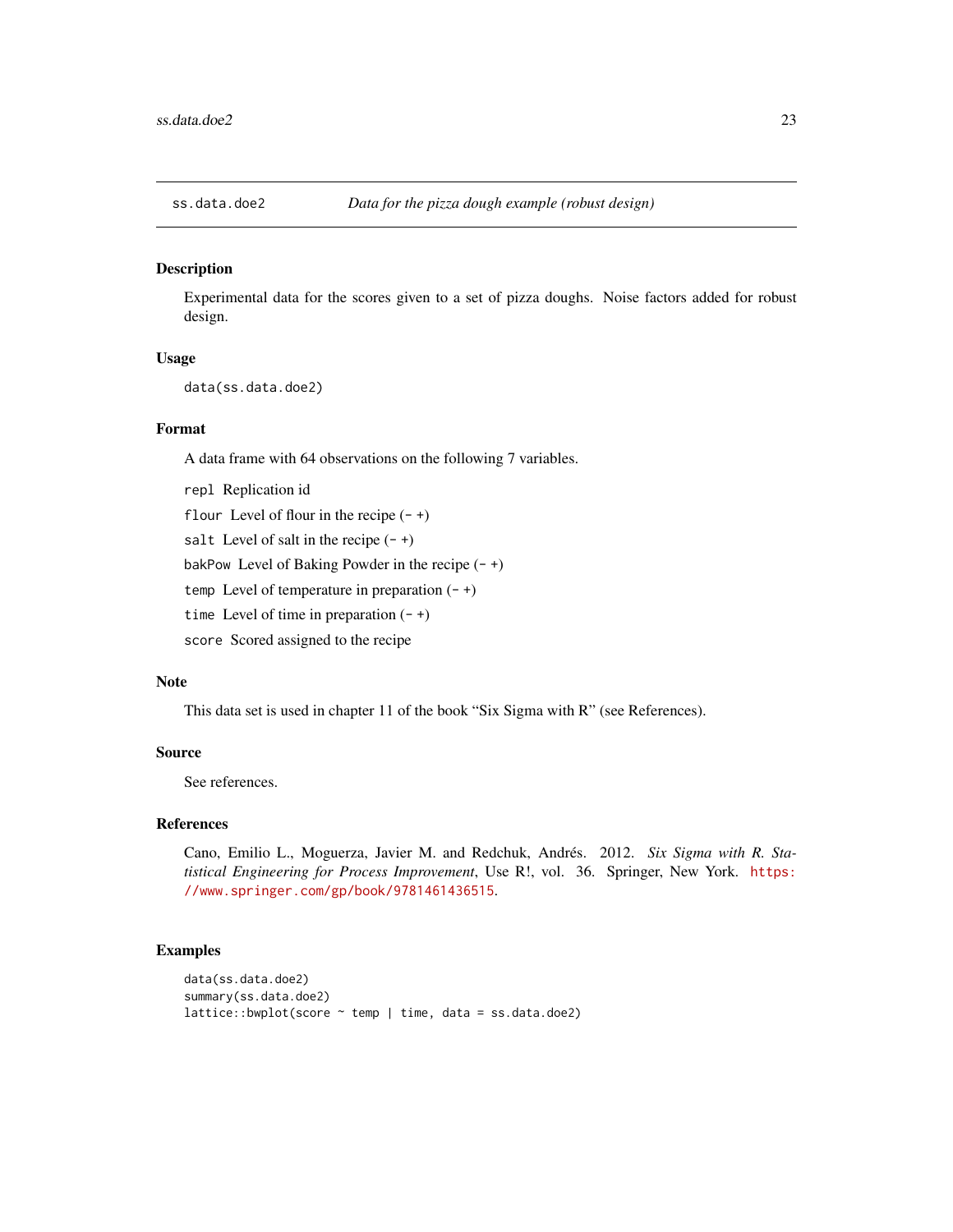# ss.data.doe2 — *Data for the pizza dough example (robust design)*

## Description

Experimental data for the scores given to a set of pizza doughs. Noise factors added for robust design.

## Usage

```
data(ss.data.doe2)
```

## Format

A data frame with 64 observations on the following 7 variables.

- `repl` Replication id
- `flour` Level of flour in the recipe (`- +`)
- `salt` Level of salt in the recipe (`- +`)
- `bakPow` Level of Baking Powder in the recipe (`- +`)
- `temp` Level of temperature in preparation (`- +`)
- `time` Level of time in preparation (`- +`)
- `score` Scored assigned to the recipe

## Note

This data set is used in chapter 11 of the book "Six Sigma with R" (see References).

## Source

See references.

## References

Cano, Emilio L., Moguerza, Javier M. and Redchuk, Andrés. 2012. *Six Sigma with R. Statistical Engineering for Process Improvement*, Use R!, vol. 36. Springer, New York. https://www.springer.com/gp/book/9781461436515.

## Examples

```
data(ss.data.doe2)
summary(ss.data.doe2)
lattice::bwplot(score ~ temp | time, data = ss.data.doe2)
```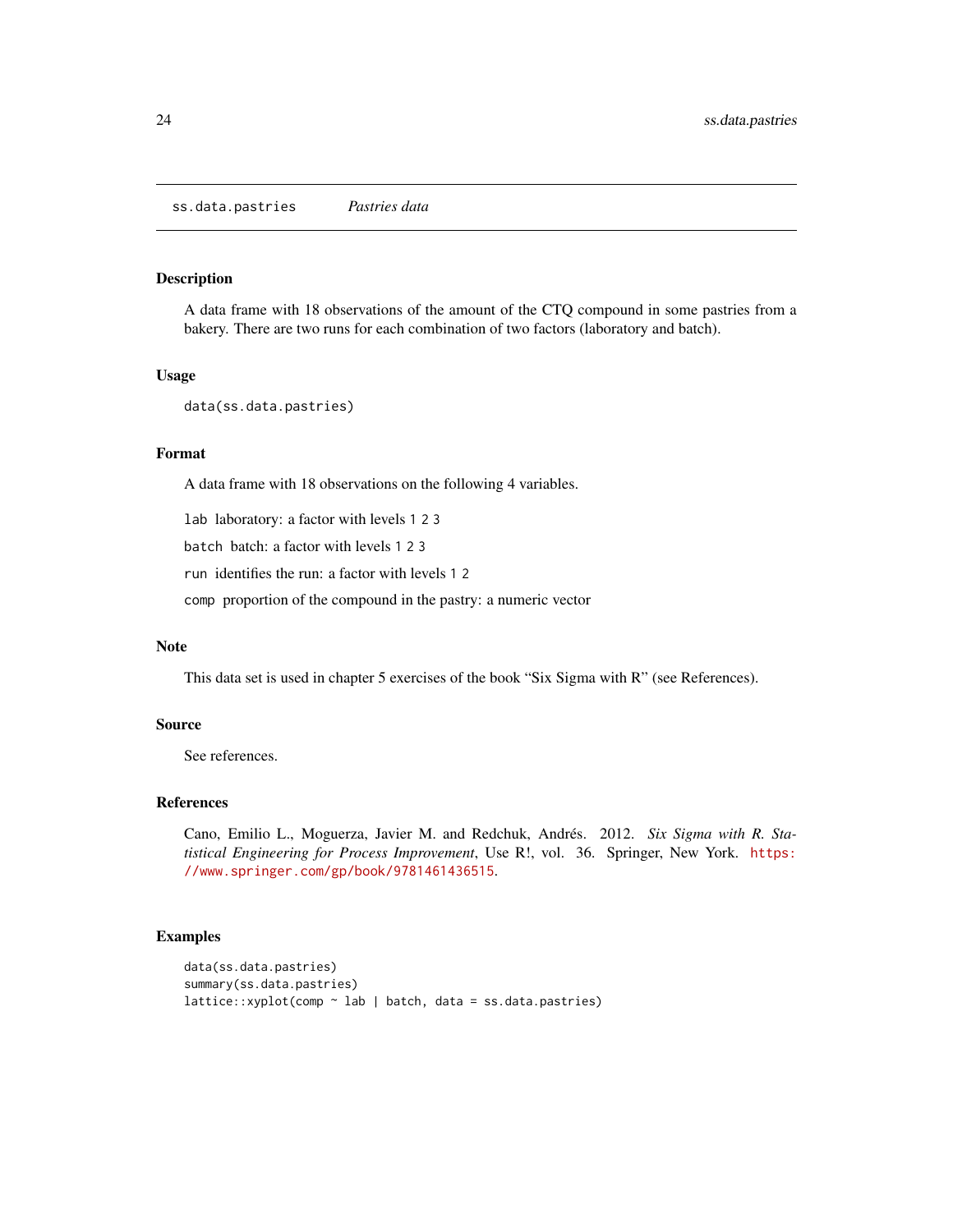# ss.data.pastries *Pastries data*

## Description

A data frame with 18 observations of the amount of the CTQ compound in some pastries from a bakery. There are two runs for each combination of two factors (laboratory and batch).

## Usage

```
data(ss.data.pastries)
```

## Format

A data frame with 18 observations on the following 4 variables.

- `lab` laboratory: a factor with levels `1 2 3`
- `batch` batch: a factor with levels `1 2 3`
- `run` identifies the run: a factor with levels `1 2`
- `comp` proportion of the compound in the pastry: a numeric vector

## Note

This data set is used in chapter 5 exercises of the book "Six Sigma with R" (see References).

## Source

See references.

## References

Cano, Emilio L., Moguerza, Javier M. and Redchuk, Andrés. 2012. *Six Sigma with R. Statistical Engineering for Process Improvement*, Use R!, vol. 36. Springer, New York. https://www.springer.com/gp/book/9781461436515.

## Examples

```
data(ss.data.pastries)
summary(ss.data.pastries)
lattice::xyplot(comp ~ lab | batch, data = ss.data.pastries)
```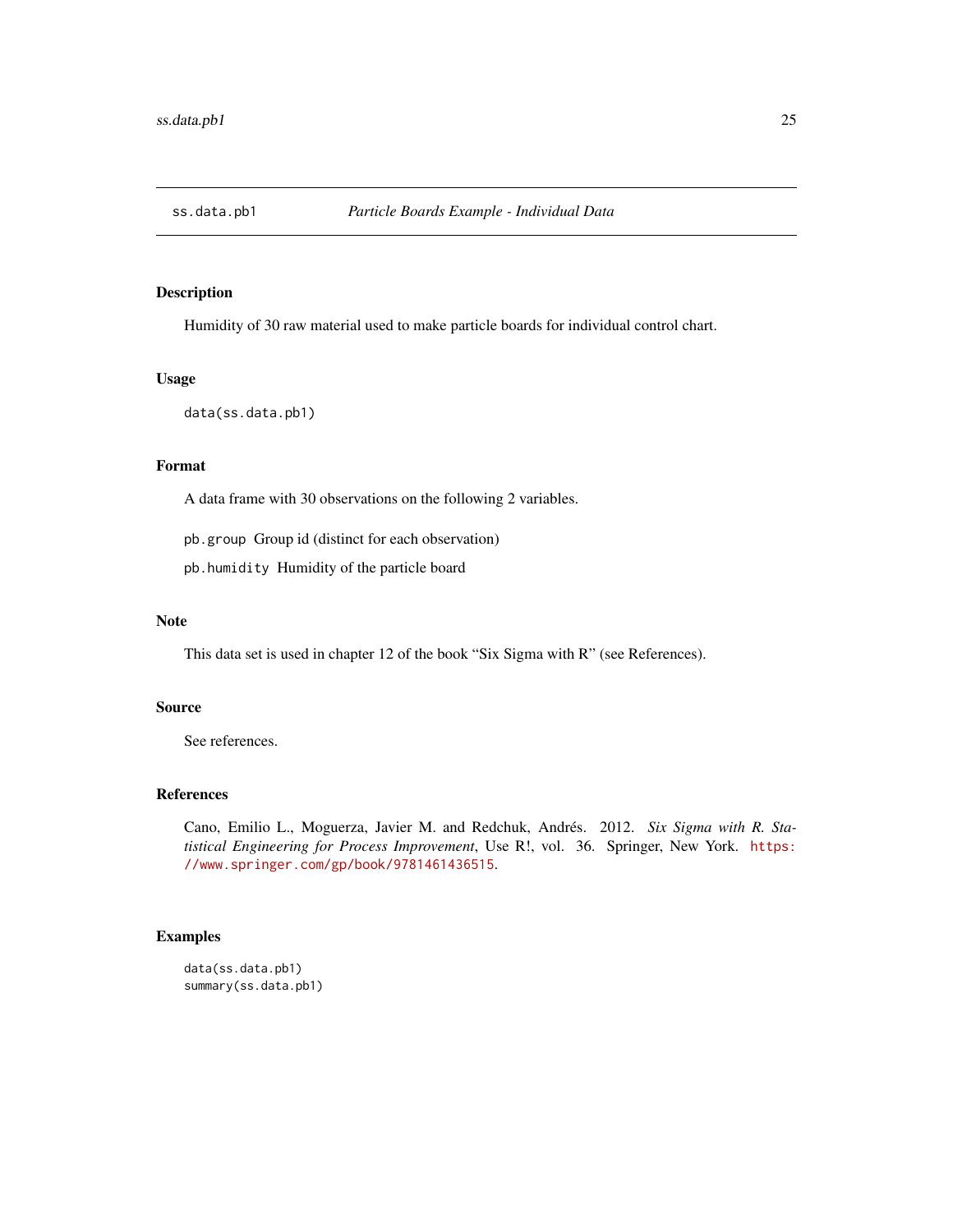## ss.data.pb1 *Particle Boards Example - Individual Data*

### Description

Humidity of 30 raw material used to make particle boards for individual control chart.

### Usage

```
data(ss.data.pb1)
```

### Format

A data frame with 30 observations on the following 2 variables.

`pb.group` Group id (distinct for each observation)

`pb.humidity` Humidity of the particle board

### Note

This data set is used in chapter 12 of the book "Six Sigma with R" (see References).

### Source

See references.

### References

Cano, Emilio L., Moguerza, Javier M. and Redchuk, Andrés. 2012. *Six Sigma with R. Statistical Engineering for Process Improvement*, Use R!, vol. 36. Springer, New York. https://www.springer.com/gp/book/9781461436515.

### Examples

```
data(ss.data.pb1)
summary(ss.data.pb1)
```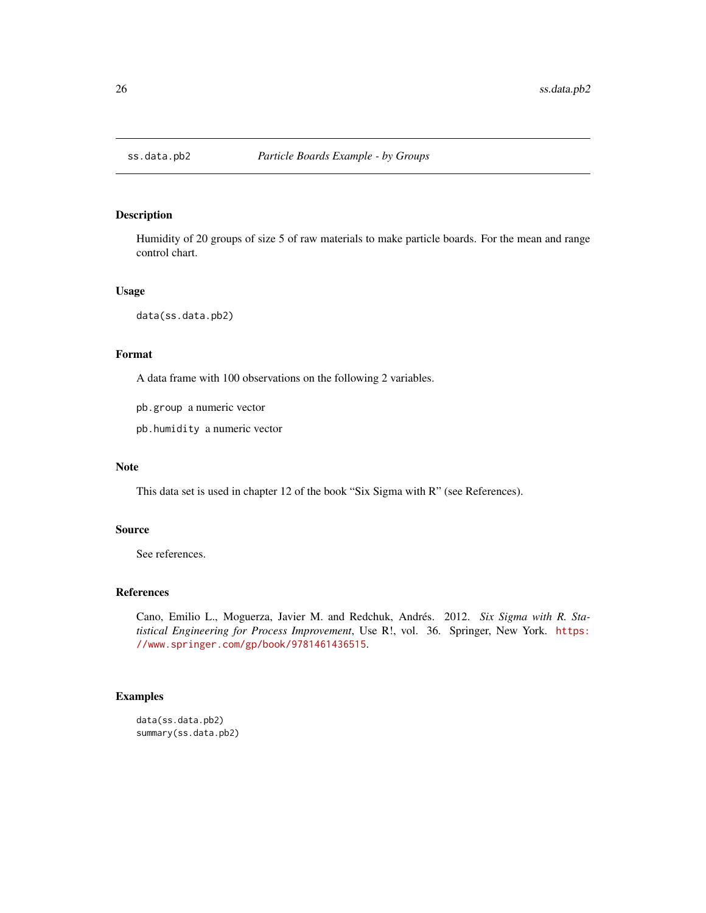## ss.data.pb2 *Particle Boards Example - by Groups*

### Description

Humidity of 20 groups of size 5 of raw materials to make particle boards. For the mean and range control chart.

### Usage

```
data(ss.data.pb2)
```

### Format

A data frame with 100 observations on the following 2 variables.

`pb.group` a numeric vector

`pb.humidity` a numeric vector

### Note

This data set is used in chapter 12 of the book "Six Sigma with R" (see References).

### Source

See references.

### References

Cano, Emilio L., Moguerza, Javier M. and Redchuk, Andrés. 2012. *Six Sigma with R. Statistical Engineering for Process Improvement*, Use R!, vol. 36. Springer, New York. https://www.springer.com/gp/book/9781461436515.

### Examples

```
data(ss.data.pb2)
summary(ss.data.pb2)
```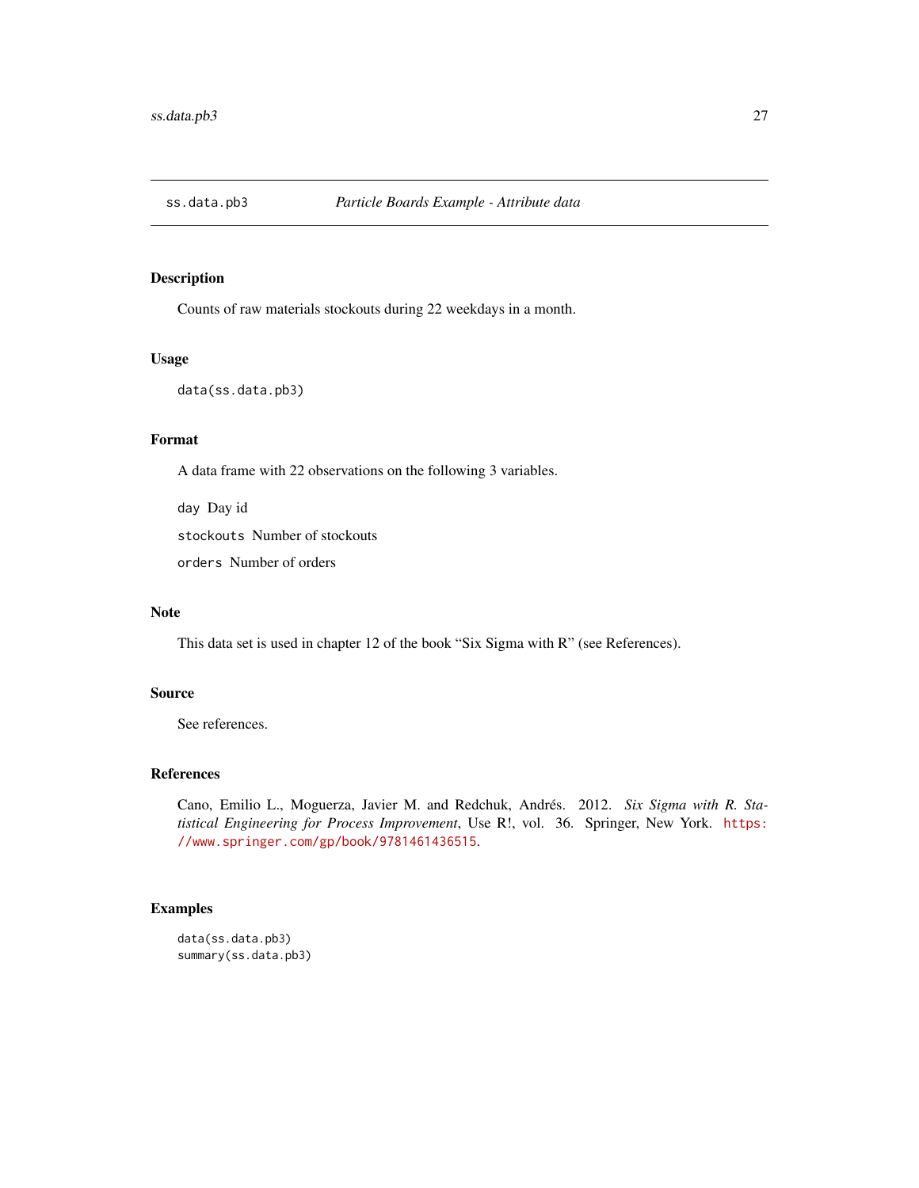## ss.data.pb3 — *Particle Boards Example - Attribute data*

### Description

Counts of raw materials stockouts during 22 weekdays in a month.

### Usage

```
data(ss.data.pb3)
```

### Format

A data frame with 22 observations on the following 3 variables.

- `day` Day id
- `stockouts` Number of stockouts
- `orders` Number of orders

### Note

This data set is used in chapter 12 of the book "Six Sigma with R" (see References).

### Source

See references.

### References

Cano, Emilio L., Moguerza, Javier M. and Redchuk, Andrés. 2012. *Six Sigma with R. Statistical Engineering for Process Improvement*, Use R!, vol. 36. Springer, New York. https://www.springer.com/gp/book/9781461436515.

### Examples

```
data(ss.data.pb3)
summary(ss.data.pb3)
```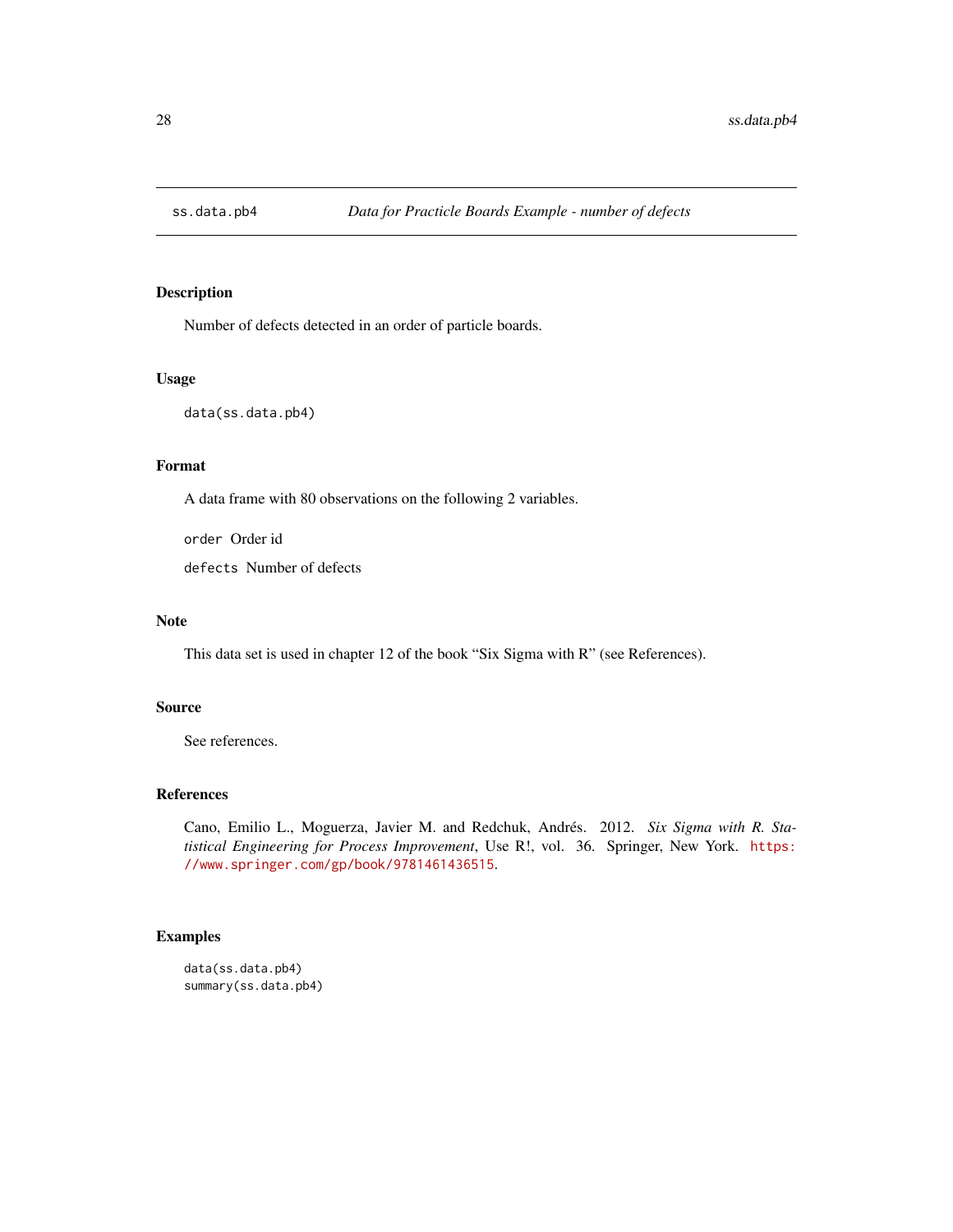## ss.data.pb4 *Data for Practicle Boards Example - number of defects*

### Description

Number of defects detected in an order of particle boards.

### Usage

```
data(ss.data.pb4)
```

### Format

A data frame with 80 observations on the following 2 variables.

`order` Order id

`defects` Number of defects

### Note

This data set is used in chapter 12 of the book "Six Sigma with R" (see References).

### Source

See references.

### References

Cano, Emilio L., Moguerza, Javier M. and Redchuk, Andrés. 2012. *Six Sigma with R. Statistical Engineering for Process Improvement*, Use R!, vol. 36. Springer, New York. https://www.springer.com/gp/book/9781461436515.

### Examples

```
data(ss.data.pb4)
summary(ss.data.pb4)
```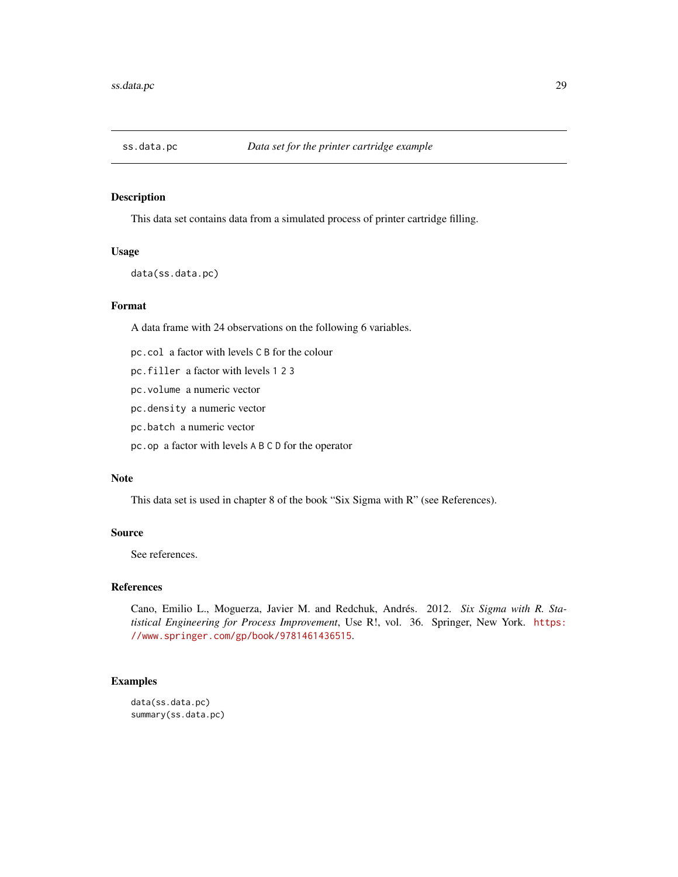## ss.data.pc — *Data set for the printer cartridge example*

### Description

This data set contains data from a simulated process of printer cartridge filling.

### Usage

```
data(ss.data.pc)
```

### Format

A data frame with 24 observations on the following 6 variables.

- `pc.col` a factor with levels `C` `B` for the colour
- `pc.filler` a factor with levels `1` `2` `3`
- `pc.volume` a numeric vector
- `pc.density` a numeric vector
- `pc.batch` a numeric vector
- `pc.op` a factor with levels `A` `B` `C` `D` for the operator

### Note

This data set is used in chapter 8 of the book "Six Sigma with R" (see References).

### Source

See references.

### References

Cano, Emilio L., Moguerza, Javier M. and Redchuk, Andrés. 2012. *Six Sigma with R. Statistical Engineering for Process Improvement*, Use R!, vol. 36. Springer, New York. https://www.springer.com/gp/book/9781461436515.

### Examples

```
data(ss.data.pc)
summary(ss.data.pc)
```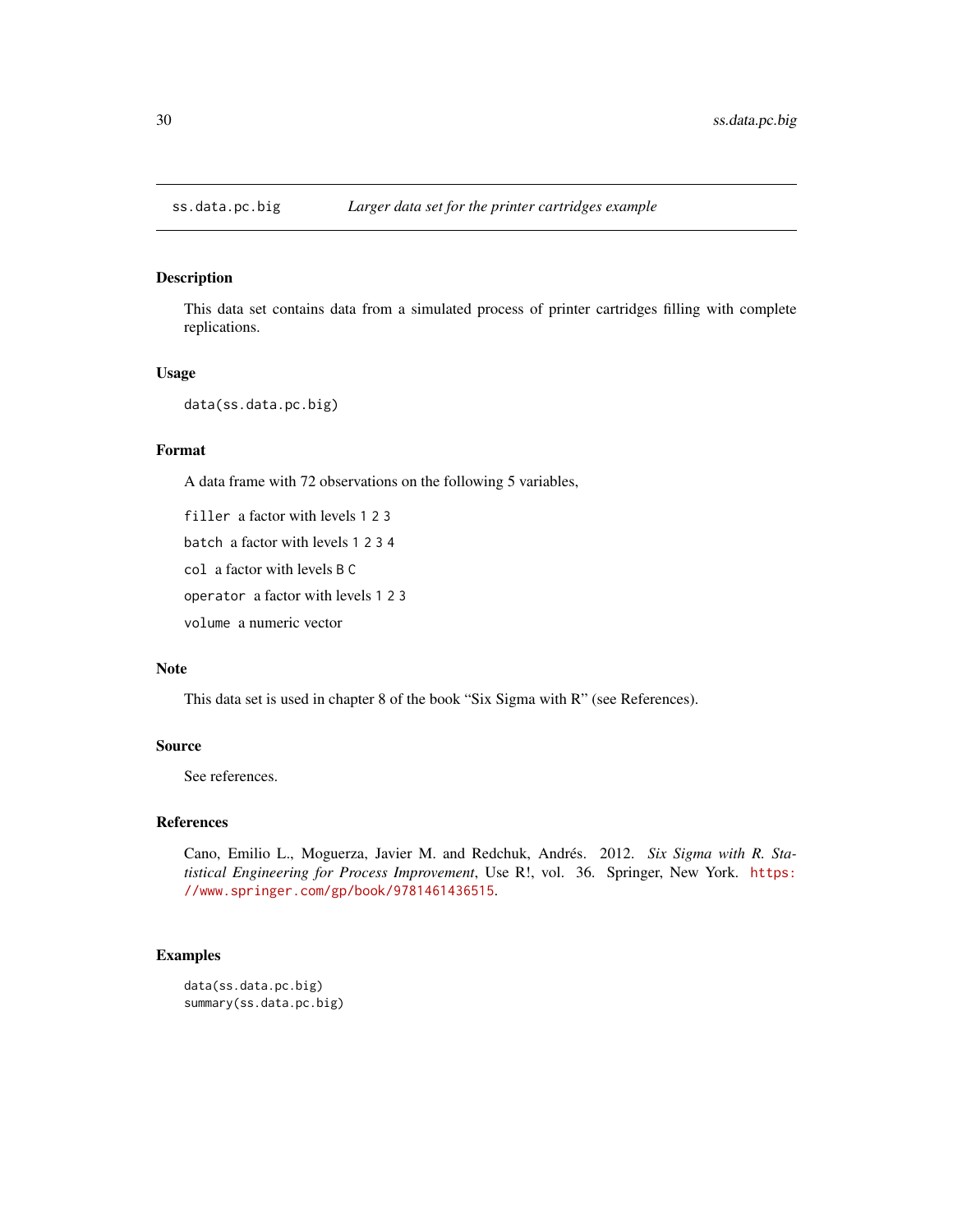## ss.data.pc.big *Larger data set for the printer cartridges example*

### Description

This data set contains data from a simulated process of printer cartridges filling with complete replications.

### Usage

```
data(ss.data.pc.big)
```

### Format

A data frame with 72 observations on the following 5 variables,

`filler` a factor with levels `1 2 3`

`batch` a factor with levels `1 2 3 4`

`col` a factor with levels `B C`

`operator` a factor with levels `1 2 3`

`volume` a numeric vector

### Note

This data set is used in chapter 8 of the book "Six Sigma with R" (see References).

### Source

See references.

### References

Cano, Emilio L., Moguerza, Javier M. and Redchuk, Andrés. 2012. *Six Sigma with R. Statistical Engineering for Process Improvement*, Use R!, vol. 36. Springer, New York. https://www.springer.com/gp/book/9781461436515.

### Examples

```
data(ss.data.pc.big)
summary(ss.data.pc.big)
```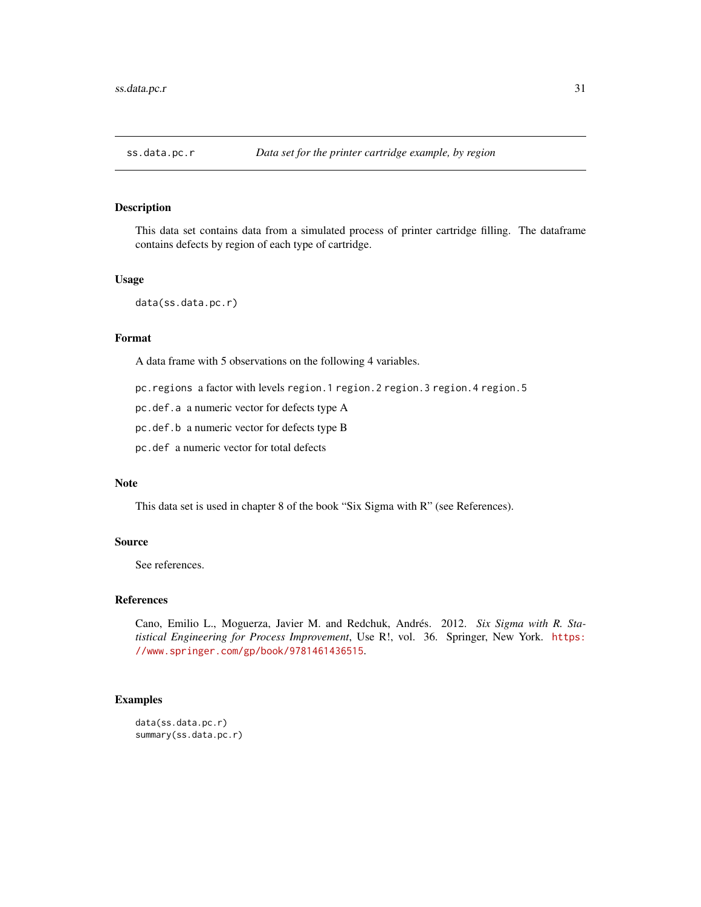## ss.data.pc.r — *Data set for the printer cartridge example, by region*

### Description

This data set contains data from a simulated process of printer cartridge filling. The dataframe contains defects by region of each type of cartridge.

### Usage

```
data(ss.data.pc.r)
```

### Format

A data frame with 5 observations on the following 4 variables.

- `pc.regions` a factor with levels `region.1` `region.2` `region.3` `region.4` `region.5`
- `pc.def.a` a numeric vector for defects type A
- `pc.def.b` a numeric vector for defects type B
- `pc.def` a numeric vector for total defects

### Note

This data set is used in chapter 8 of the book "Six Sigma with R" (see References).

### Source

See references.

### References

Cano, Emilio L., Moguerza, Javier M. and Redchuk, Andrés. 2012. *Six Sigma with R. Statistical Engineering for Process Improvement*, Use R!, vol. 36. Springer, New York. https://www.springer.com/gp/book/9781461436515.

### Examples

```
data(ss.data.pc.r)
summary(ss.data.pc.r)
```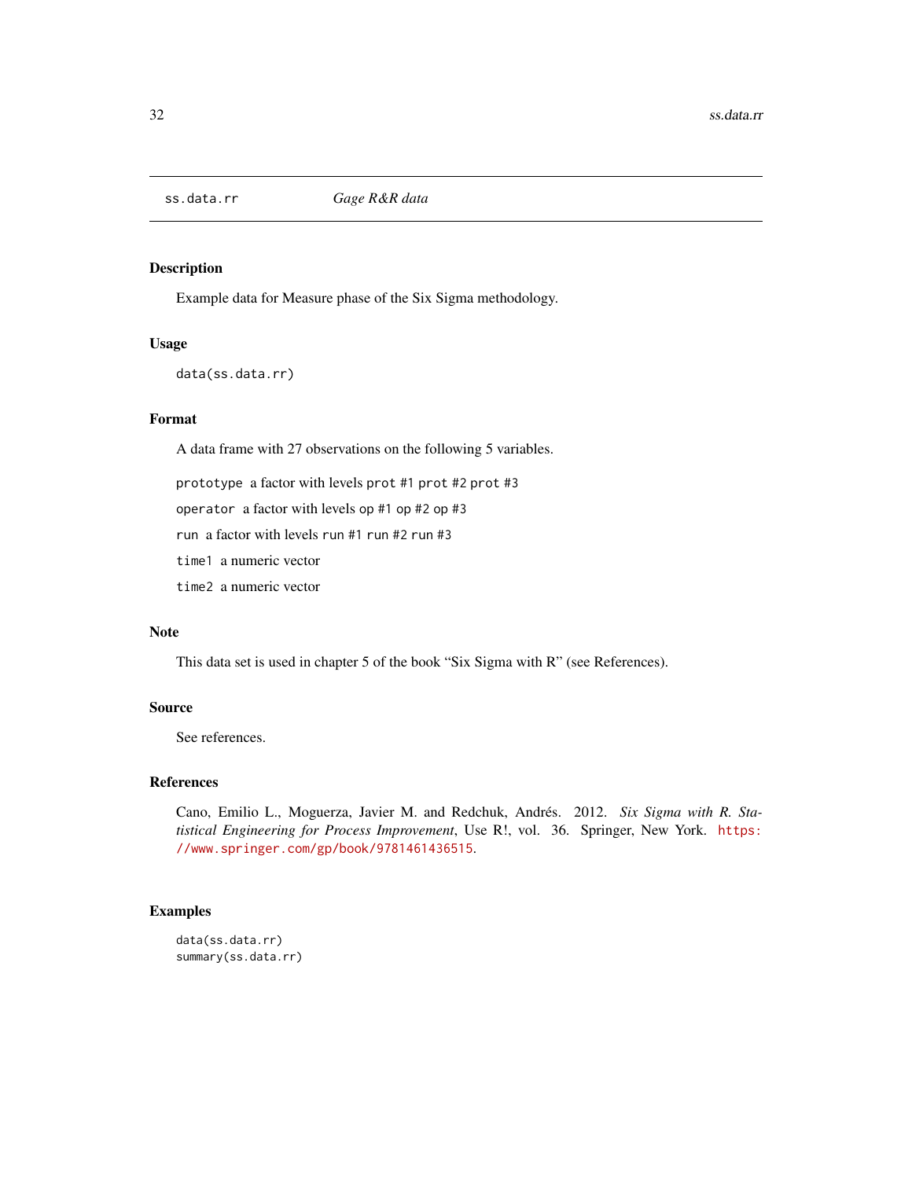## ss.data.rr *Gage R&R data*

### Description

Example data for Measure phase of the Six Sigma methodology.

### Usage

```
data(ss.data.rr)
```

### Format

A data frame with 27 observations on the following 5 variables.

- `prototype` a factor with levels `prot #1` `prot #2` `prot #3`
- `operator` a factor with levels `op #1` `op #2` `op #3`
- `run` a factor with levels `run #1` `run #2` `run #3`
- `time1` a numeric vector
- `time2` a numeric vector

### Note

This data set is used in chapter 5 of the book "Six Sigma with R" (see References).

### Source

See references.

### References

Cano, Emilio L., Moguerza, Javier M. and Redchuk, Andrés. 2012. *Six Sigma with R. Statistical Engineering for Process Improvement*, Use R!, vol. 36. Springer, New York. https://www.springer.com/gp/book/9781461436515.

### Examples

```
data(ss.data.rr)
summary(ss.data.rr)
```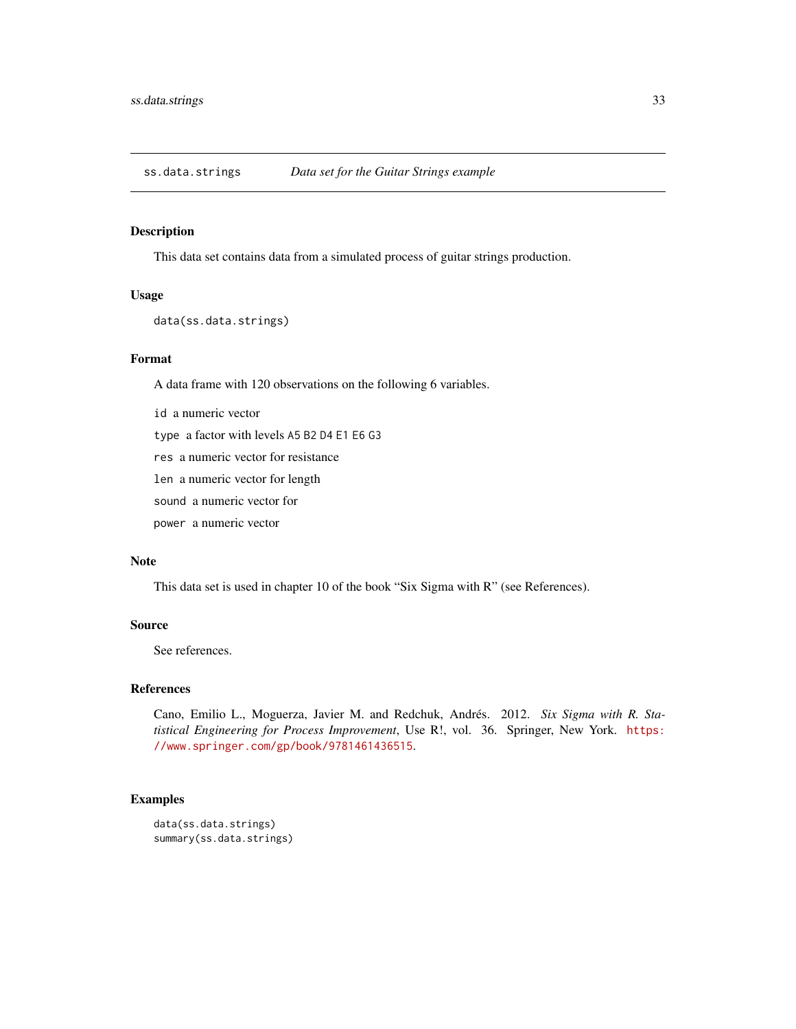## ss.data.strings — *Data set for the Guitar Strings example*

### Description

This data set contains data from a simulated process of guitar strings production.

### Usage

```
data(ss.data.strings)
```

### Format

A data frame with 120 observations on the following 6 variables.

`id` a numeric vector

`type` a factor with levels `A5` `B2` `D4` `E1` `E6` `G3`

`res` a numeric vector for resistance

`len` a numeric vector for length

`sound` a numeric vector for

`power` a numeric vector

### Note

This data set is used in chapter 10 of the book "Six Sigma with R" (see References).

### Source

See references.

### References

Cano, Emilio L., Moguerza, Javier M. and Redchuk, Andrés. 2012. *Six Sigma with R. Statistical Engineering for Process Improvement*, Use R!, vol. 36. Springer, New York. https://www.springer.com/gp/book/9781461436515.

### Examples

```
data(ss.data.strings)
summary(ss.data.strings)
```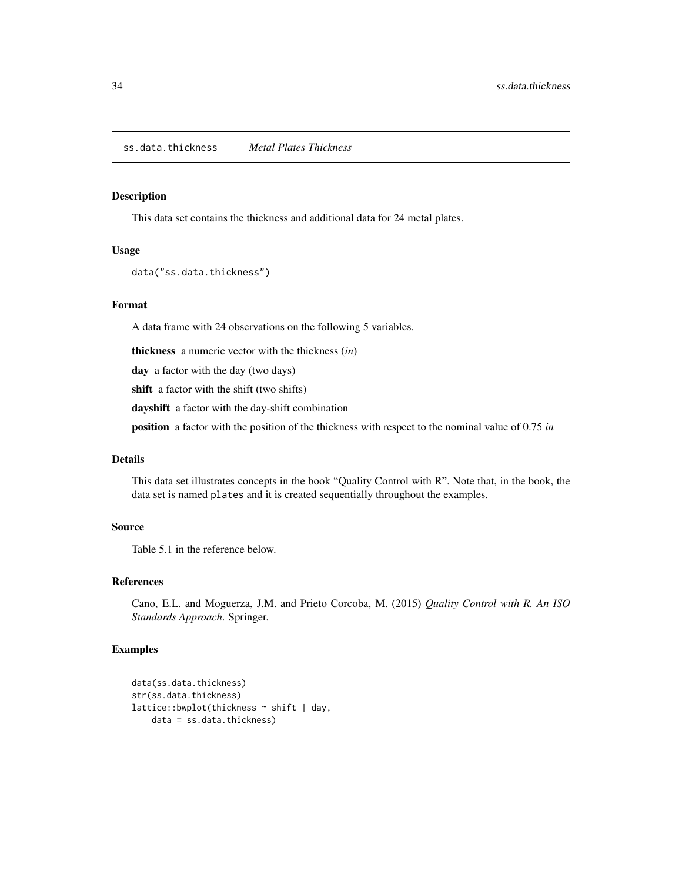## ss.data.thickness *Metal Plates Thickness*

### Description

This data set contains the thickness and additional data for 24 metal plates.

### Usage

```
data("ss.data.thickness")
```

### Format

A data frame with 24 observations on the following 5 variables.

**thickness** a numeric vector with the thickness (*in*)

**day** a factor with the day (two days)

**shift** a factor with the shift (two shifts)

**dayshift** a factor with the day-shift combination

**position** a factor with the position of the thickness with respect to the nominal value of 0.75 *in*

### Details

This data set illustrates concepts in the book "Quality Control with R". Note that, in the book, the data set is named plates and it is created sequentially throughout the examples.

### Source

Table 5.1 in the reference below.

### References

Cano, E.L. and Moguerza, J.M. and Prieto Corcoba, M. (2015) *Quality Control with R. An ISO Standards Approach.* Springer.

### Examples

```
data(ss.data.thickness)
str(ss.data.thickness)
lattice::bwplot(thickness ~ shift | day,
    data = ss.data.thickness)
```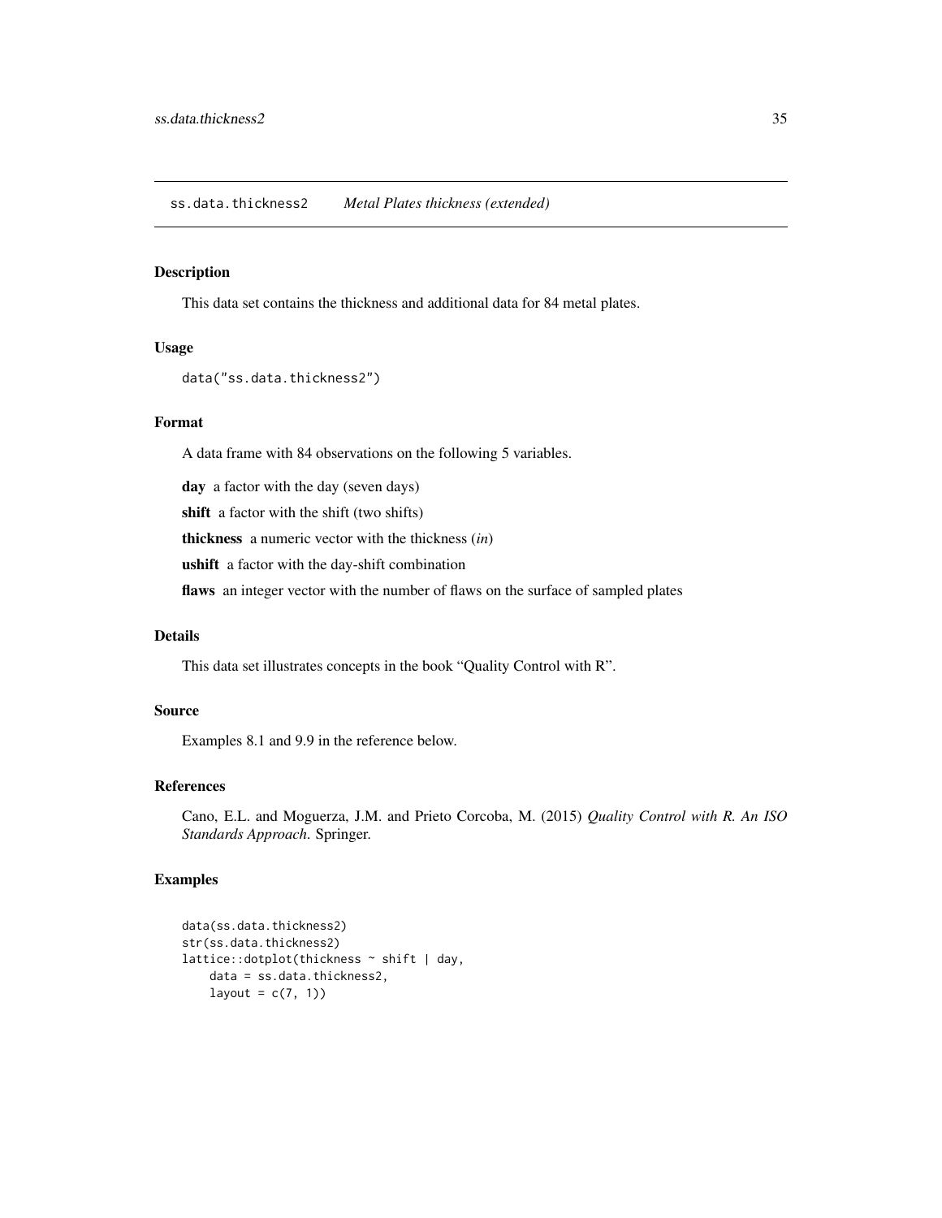## ss.data.thickness2 *Metal Plates thickness (extended)*

### Description

This data set contains the thickness and additional data for 84 metal plates.

### Usage

```
data("ss.data.thickness2")
```

### Format

A data frame with 84 observations on the following 5 variables.

**day** a factor with the day (seven days)

**shift** a factor with the shift (two shifts)

**thickness** a numeric vector with the thickness (*in*)

**ushift** a factor with the day-shift combination

**flaws** an integer vector with the number of flaws on the surface of sampled plates

### Details

This data set illustrates concepts in the book "Quality Control with R".

### Source

Examples 8.1 and 9.9 in the reference below.

### References

Cano, E.L. and Moguerza, J.M. and Prieto Corcoba, M. (2015) *Quality Control with R. An ISO Standards Approach.* Springer.

### Examples

```
data(ss.data.thickness2)
str(ss.data.thickness2)
lattice::dotplot(thickness ~ shift | day,
    data = ss.data.thickness2,
    layout = c(7, 1))
```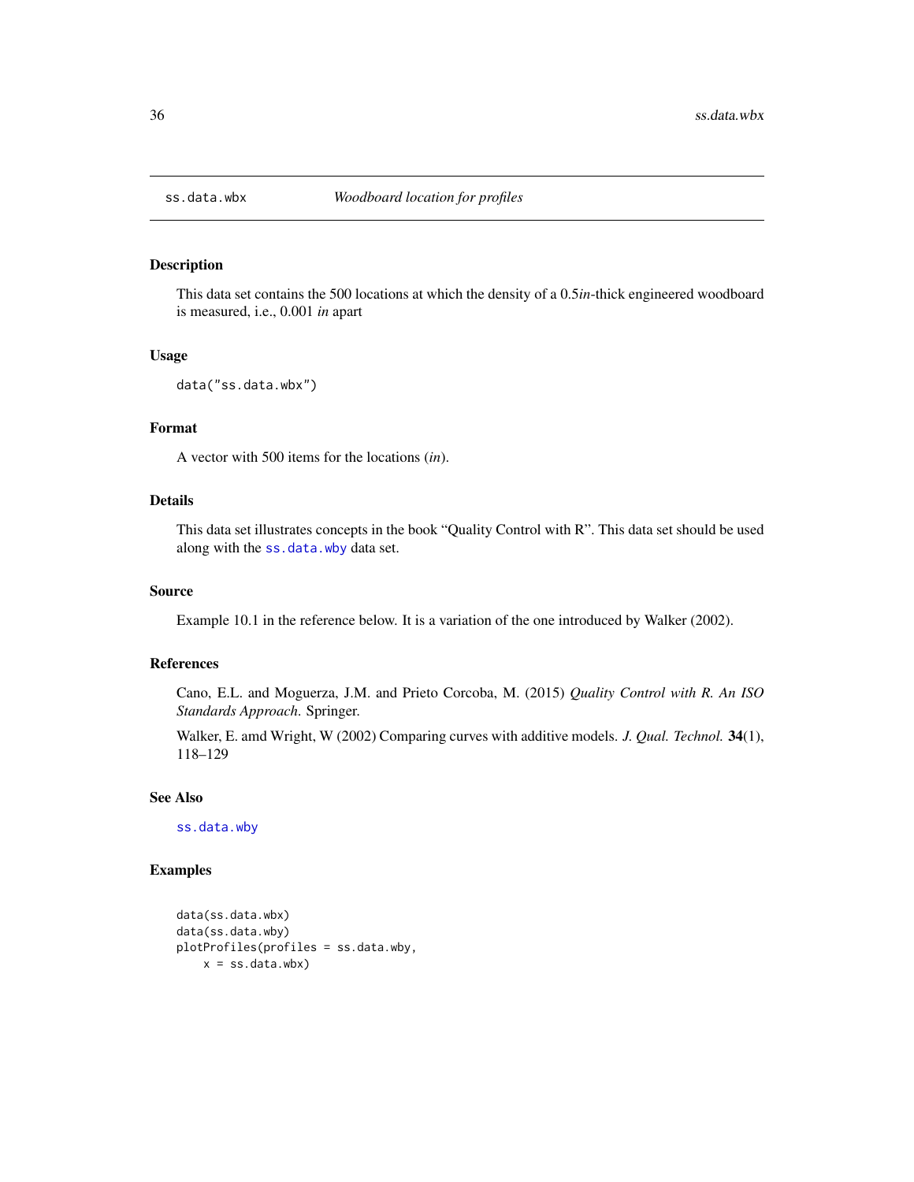# ss.data.wbx — *Woodboard location for profiles*

## Description

This data set contains the 500 locations at which the density of a 0.5*in*-thick engineered woodboard is measured, i.e., 0.001 *in* apart

## Usage

```
data("ss.data.wbx")
```

## Format

A vector with 500 items for the locations (*in*).

## Details

This data set illustrates concepts in the book "Quality Control with R". This data set should be used along with the `ss.data.wby` data set.

## Source

Example 10.1 in the reference below. It is a variation of the one introduced by Walker (2002).

## References

Cano, E.L. and Moguerza, J.M. and Prieto Corcoba, M. (2015) *Quality Control with R. An ISO Standards Approach.* Springer.

Walker, E. amd Wright, W (2002) Comparing curves with additive models. *J. Qual. Technol.* **34**(1), 118–129

## See Also

`ss.data.wby`

## Examples

```
data(ss.data.wbx)
data(ss.data.wby)
plotProfiles(profiles = ss.data.wby,
    x = ss.data.wbx)
```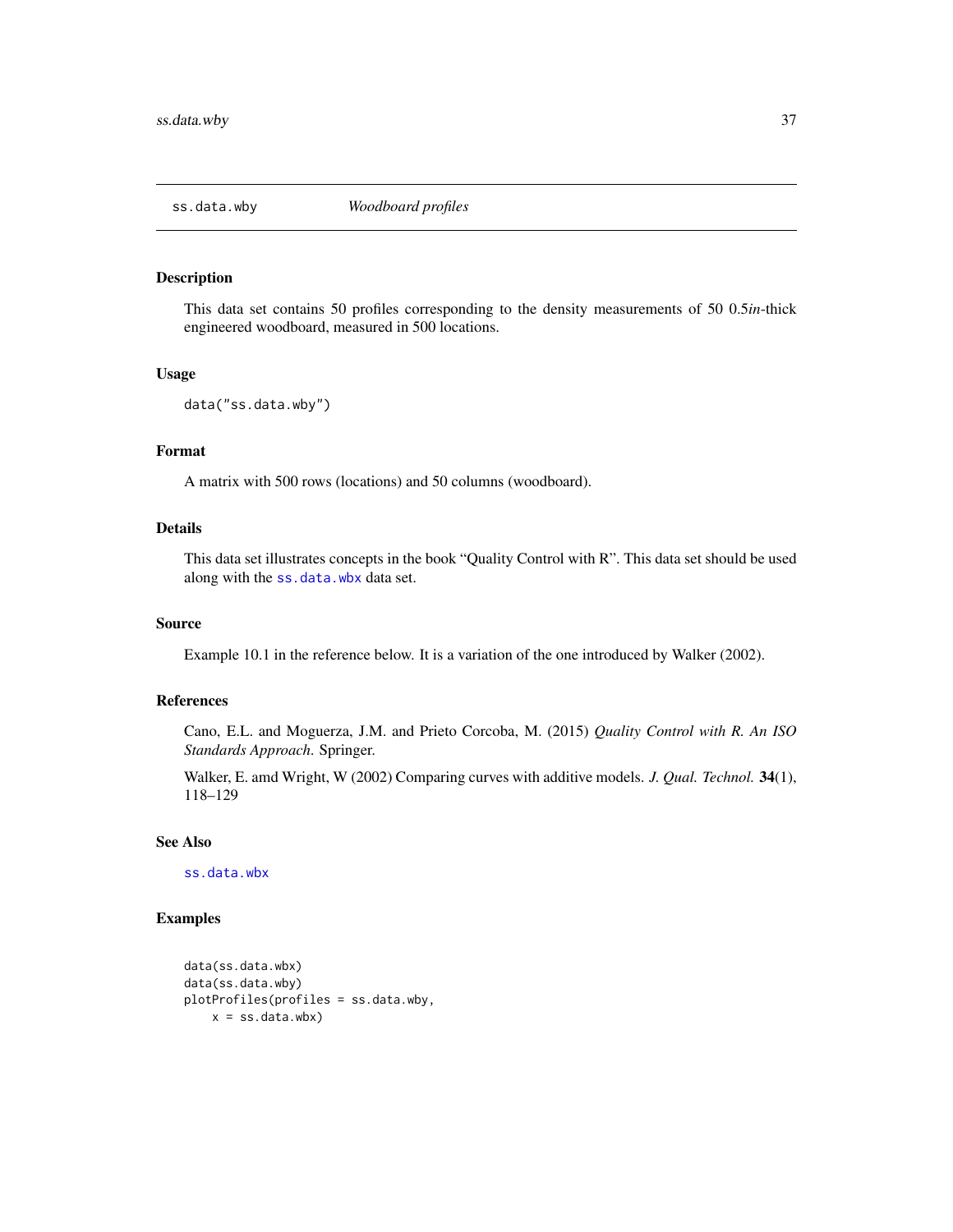## ss.data.wby — *Woodboard profiles*

### Description

This data set contains 50 profiles corresponding to the density measurements of 50 0.5*in*-thick engineered woodboard, measured in 500 locations.

### Usage

```
data("ss.data.wby")
```

### Format

A matrix with 500 rows (locations) and 50 columns (woodboard).

### Details

This data set illustrates concepts in the book "Quality Control with R". This data set should be used along with the `ss.data.wbx` data set.

### Source

Example 10.1 in the reference below. It is a variation of the one introduced by Walker (2002).

### References

Cano, E.L. and Moguerza, J.M. and Prieto Corcoba, M. (2015) *Quality Control with R. An ISO Standards Approach.* Springer.

Walker, E. amd Wright, W (2002) Comparing curves with additive models. *J. Qual. Technol.* **34**(1), 118–129

### See Also

`ss.data.wbx`

### Examples

```
data(ss.data.wbx)
data(ss.data.wby)
plotProfiles(profiles = ss.data.wby,
    x = ss.data.wbx)
```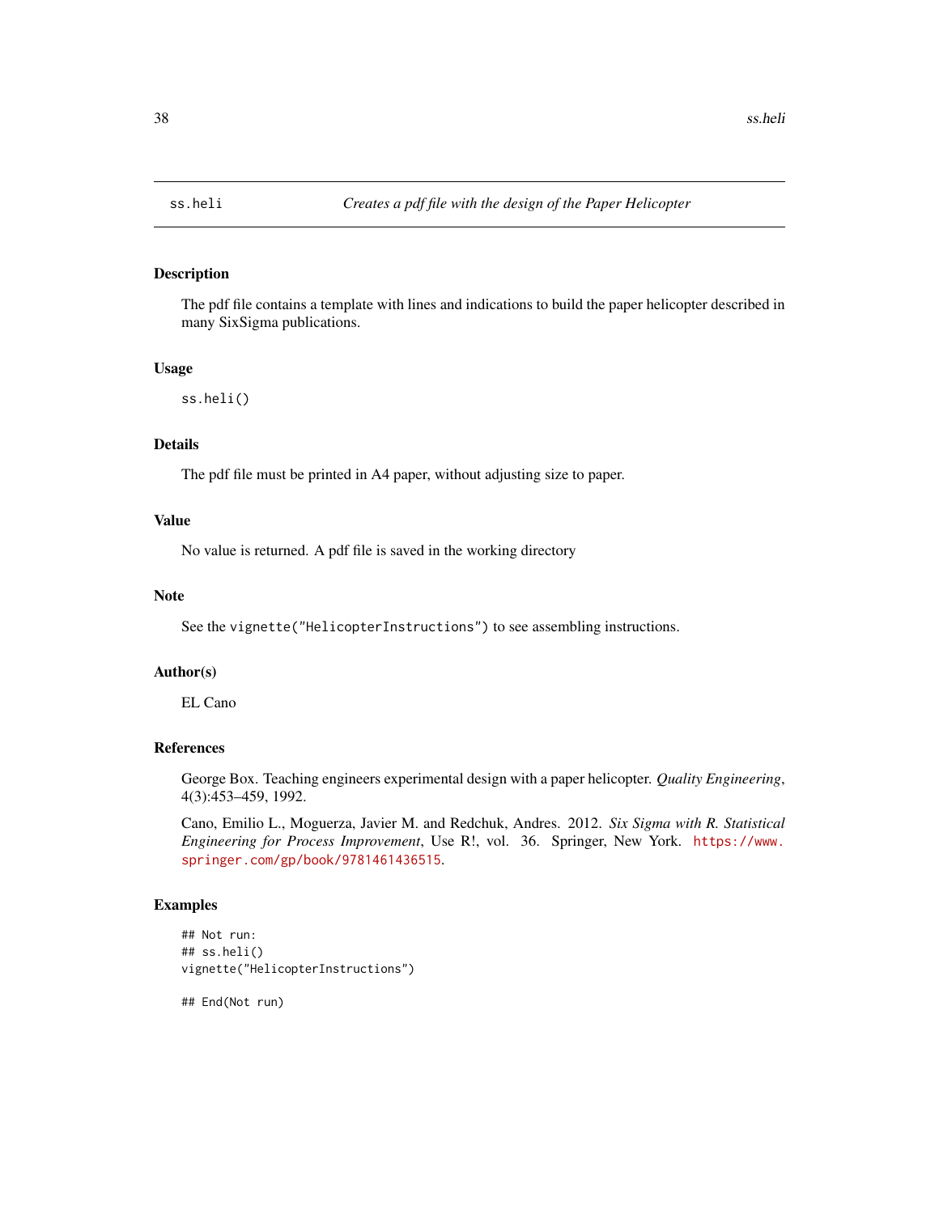## ss.heli — *Creates a pdf file with the design of the Paper Helicopter*

### Description

The pdf file contains a template with lines and indications to build the paper helicopter described in many SixSigma publications.

### Usage

```
ss.heli()
```

### Details

The pdf file must be printed in A4 paper, without adjusting size to paper.

### Value

No value is returned. A pdf file is saved in the working directory

### Note

See the `vignette("HelicopterInstructions")` to see assembling instructions.

### Author(s)

EL Cano

### References

George Box. Teaching engineers experimental design with a paper helicopter. *Quality Engineering*, 4(3):453–459, 1992.

Cano, Emilio L., Moguerza, Javier M. and Redchuk, Andres. 2012. *Six Sigma with R. Statistical Engineering for Process Improvement*, Use R!, vol. 36. Springer, New York. https://www.springer.com/gp/book/9781461436515.

### Examples

```
## Not run:
## ss.heli()
vignette("HelicopterInstructions")

## End(Not run)
```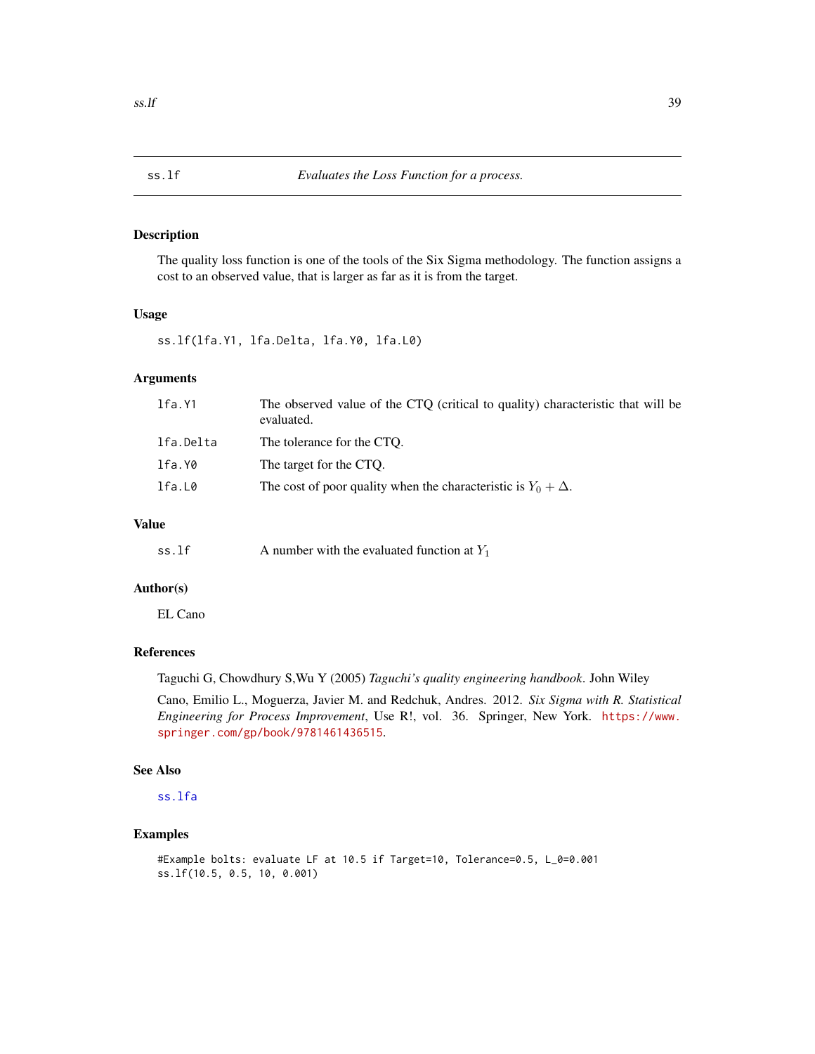## ss.lf — *Evaluates the Loss Function for a process.*

### Description

The quality loss function is one of the tools of the Six Sigma methodology. The function assigns a cost to an observed value, that is larger as far as it is from the target.

### Usage

```
ss.lf(lfa.Y1, lfa.Delta, lfa.Y0, lfa.L0)
```

### Arguments

| | |
|---|---|
| `lfa.Y1` | The observed value of the CTQ (critical to quality) characteristic that will be evaluated. |
| `lfa.Delta` | The tolerance for the CTQ. |
| `lfa.Y0` | The target for the CTQ. |
| `lfa.L0` | The cost of poor quality when the characteristic is $Y_0 + \Delta$. |

### Value

| | |
|---|---|
| `ss.lf` | A number with the evaluated function at $Y_1$ |

### Author(s)

EL Cano

### References

Taguchi G, Chowdhury S,Wu Y (2005) *Taguchi's quality engineering handbook*. John Wiley

Cano, Emilio L., Moguerza, Javier M. and Redchuk, Andres. 2012. *Six Sigma with R. Statistical Engineering for Process Improvement*, Use R!, vol. 36. Springer, New York. https://www.springer.com/gp/book/9781461436515.

### See Also

`ss.lfa`

### Examples

```
#Example bolts: evaluate LF at 10.5 if Target=10, Tolerance=0.5, L_0=0.001
ss.lf(10.5, 0.5, 10, 0.001)
```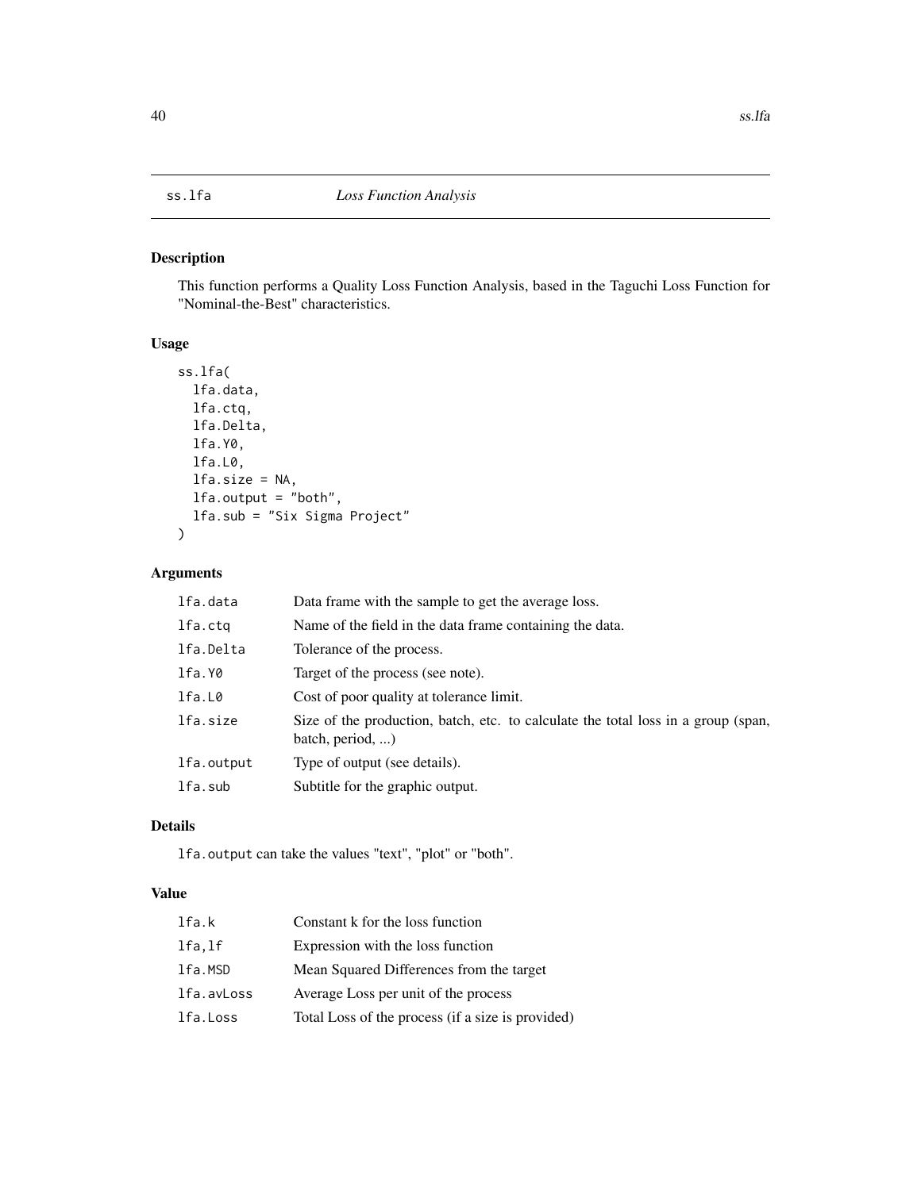# ss.lfa *Loss Function Analysis*

## Description

This function performs a Quality Loss Function Analysis, based in the Taguchi Loss Function for "Nominal-the-Best" characteristics.

## Usage

```
ss.lfa(
  lfa.data,
  lfa.ctq,
  lfa.Delta,
  lfa.Y0,
  lfa.L0,
  lfa.size = NA,
  lfa.output = "both",
  lfa.sub = "Six Sigma Project"
)
```

## Arguments

| | |
|---|---|
| lfa.data | Data frame with the sample to get the average loss. |
| lfa.ctq | Name of the field in the data frame containing the data. |
| lfa.Delta | Tolerance of the process. |
| lfa.Y0 | Target of the process (see note). |
| lfa.L0 | Cost of poor quality at tolerance limit. |
| lfa.size | Size of the production, batch, etc. to calculate the total loss in a group (span, batch, period, ...) |
| lfa.output | Type of output (see details). |
| lfa.sub | Subtitle for the graphic output. |

## Details

`lfa.output` can take the values "text", "plot" or "both".

## Value

| | |
|---|---|
| lfa.k | Constant k for the loss function |
| lfa,lf | Expression with the loss function |
| lfa.MSD | Mean Squared Differences from the target |
| lfa.avLoss | Average Loss per unit of the process |
| lfa.Loss | Total Loss of the process (if a size is provided) |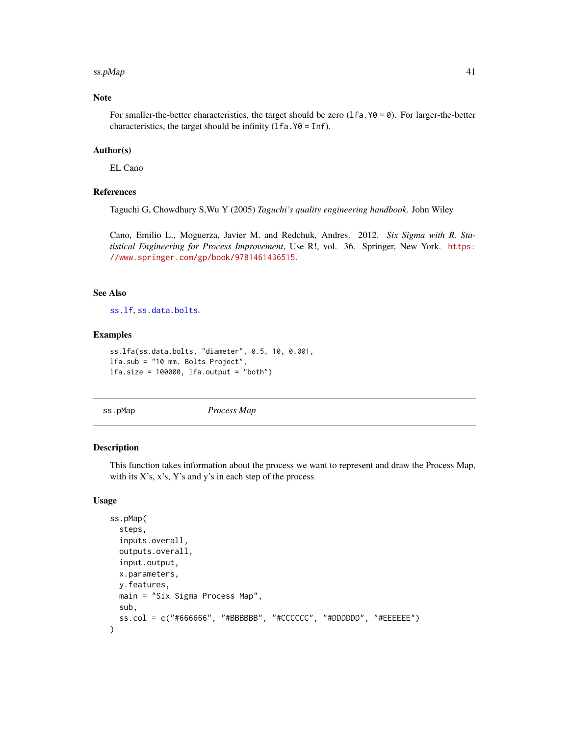## Note

For smaller-the-better characteristics, the target should be zero (`lfa.Y0 = 0`). For larger-the-better characteristics, the target should be infinity (`lfa.Y0 = Inf`).

## Author(s)

EL Cano

## References

Taguchi G, Chowdhury S,Wu Y (2005) *Taguchi's quality engineering handbook*. John Wiley

Cano, Emilio L., Moguerza, Javier M. and Redchuk, Andres. 2012. *Six Sigma with R. Statistical Engineering for Process Improvement*, Use R!, vol. 36. Springer, New York. https://www.springer.com/gp/book/9781461436515.

## See Also

`ss.lf`, `ss.data.bolts`.

## Examples

```
ss.lfa(ss.data.bolts, "diameter", 0.5, 10, 0.001,
lfa.sub = "10 mm. Bolts Project",
lfa.size = 100000, lfa.output = "both")
```

---

# ss.pMap *Process Map*

## Description

This function takes information about the process we want to represent and draw the Process Map, with its X's, x's, Y's and y's in each step of the process

## Usage

```
ss.pMap(
  steps,
  inputs.overall,
  outputs.overall,
  input.output,
  x.parameters,
  y.features,
  main = "Six Sigma Process Map",
  sub,
  ss.col = c("#666666", "#BBBBBB", "#CCCCCC", "#DDDDDD", "#EEEEEE")
)
```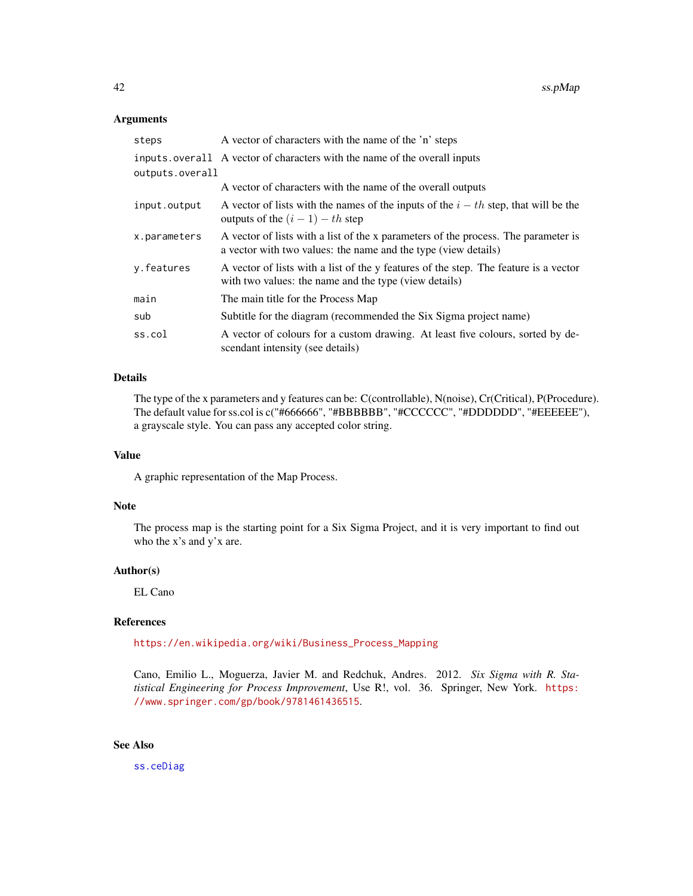## Arguments

| | |
|---|---|
| `steps` | A vector of characters with the name of the 'n' steps |
| `inputs.overall` | A vector of characters with the name of the overall inputs |
| `outputs.overall` | A vector of characters with the name of the overall outputs |
| `input.output` | A vector of lists with the names of the inputs of the $i-th$ step, that will be the outputs of the $(i-1)-th$ step |
| `x.parameters` | A vector of lists with a list of the x parameters of the process. The parameter is a vector with two values: the name and the type (view details) |
| `y.features` | A vector of lists with a list of the y features of the step. The feature is a vector with two values: the name and the type (view details) |
| `main` | The main title for the Process Map |
| `sub` | Subtitle for the diagram (recommended the Six Sigma project name) |
| `ss.col` | A vector of colours for a custom drawing. At least five colours, sorted by descendant intensity (see details) |

## Details

The type of the x parameters and y features can be: C(controllable), N(noise), Cr(Critical), P(Procedure). The default value for ss.col is c("#666666", "#BBBBBB", "#CCCCCC", "#DDDDDD", "#EEEEEE"), a grayscale style. You can pass any accepted color string.

## Value

A graphic representation of the Map Process.

## Note

The process map is the starting point for a Six Sigma Project, and it is very important to find out who the x's and y'x are.

## Author(s)

EL Cano

## References

https://en.wikipedia.org/wiki/Business_Process_Mapping

Cano, Emilio L., Moguerza, Javier M. and Redchuk, Andres. 2012. *Six Sigma with R. Statistical Engineering for Process Improvement*, Use R!, vol. 36. Springer, New York. https://www.springer.com/gp/book/9781461436515.

## See Also

ss.ceDiag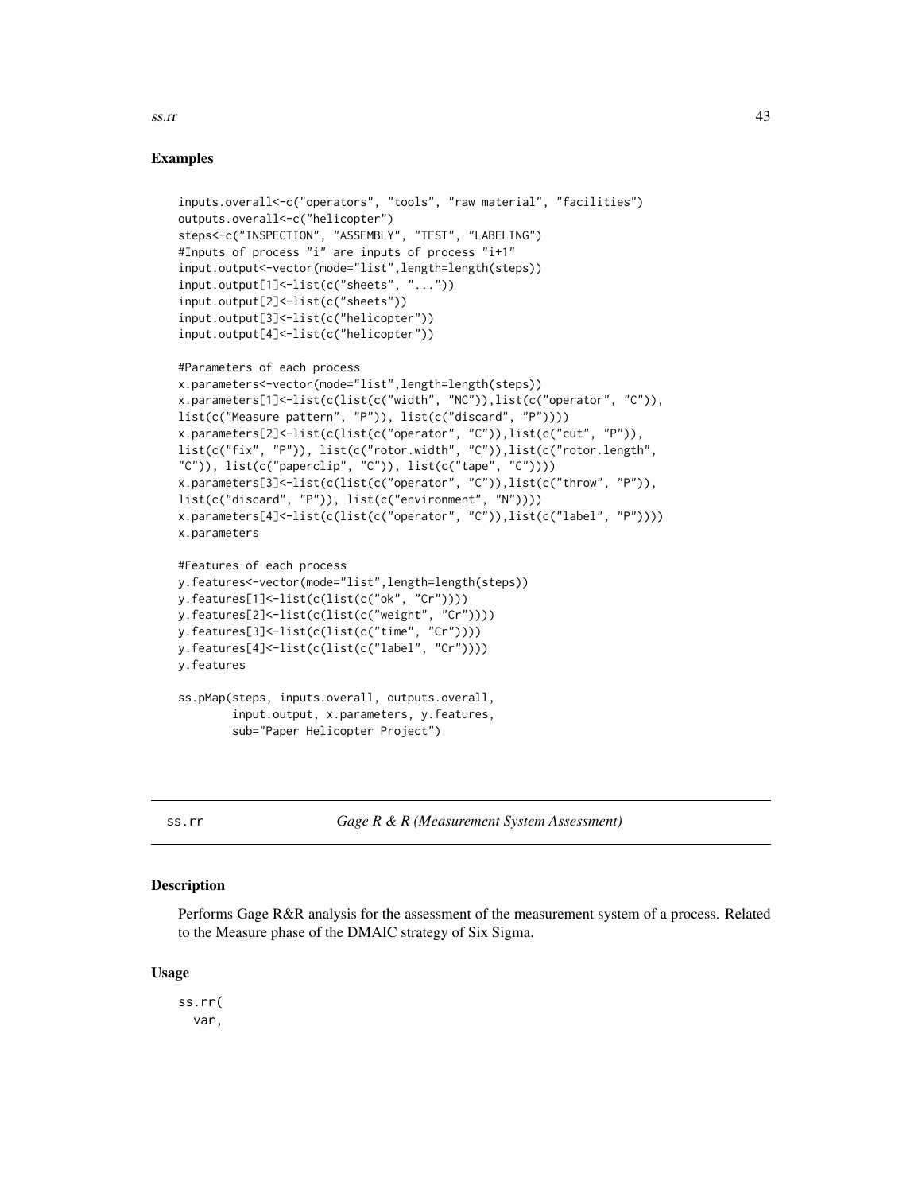## Examples

```
inputs.overall<-c("operators", "tools", "raw material", "facilities")
outputs.overall<-c("helicopter")
steps<-c("INSPECTION", "ASSEMBLY", "TEST", "LABELING")
#Inputs of process "i" are inputs of process "i+1"
input.output<-vector(mode="list",length=length(steps))
input.output[1]<-list(c("sheets", "..."))
input.output[2]<-list(c("sheets"))
input.output[3]<-list(c("helicopter"))
input.output[4]<-list(c("helicopter"))

#Parameters of each process
x.parameters<-vector(mode="list",length=length(steps))
x.parameters[1]<-list(c(list(c("width", "NC")),list(c("operator", "C")),
list(c("Measure pattern", "P")), list(c("discard", "P"))))
x.parameters[2]<-list(c(list(c("operator", "C")),list(c("cut", "P")),
list(c("fix", "P")), list(c("rotor.width", "C")),list(c("rotor.length",
"C")), list(c("paperclip", "C")), list(c("tape", "C"))))
x.parameters[3]<-list(c(list(c("operator", "C")),list(c("throw", "P")),
list(c("discard", "P")), list(c("environment", "N"))))
x.parameters[4]<-list(c(list(c("operator", "C")),list(c("label", "P"))))
x.parameters

#Features of each process
y.features<-vector(mode="list",length=length(steps))
y.features[1]<-list(c(list(c("ok", "Cr"))))
y.features[2]<-list(c(list(c("weight", "Cr"))))
y.features[3]<-list(c(list(c("time", "Cr"))))
y.features[4]<-list(c(list(c("label", "Cr"))))
y.features

ss.pMap(steps, inputs.overall, outputs.overall,
        input.output, x.parameters, y.features,
        sub="Paper Helicopter Project")
```

---

ss.rr *Gage R & R (Measurement System Assessment)*

---

### Description

Performs Gage R&R analysis for the assessment of the measurement system of a process. Related to the Measure phase of the DMAIC strategy of Six Sigma.

### Usage

```
ss.rr(
  var,
```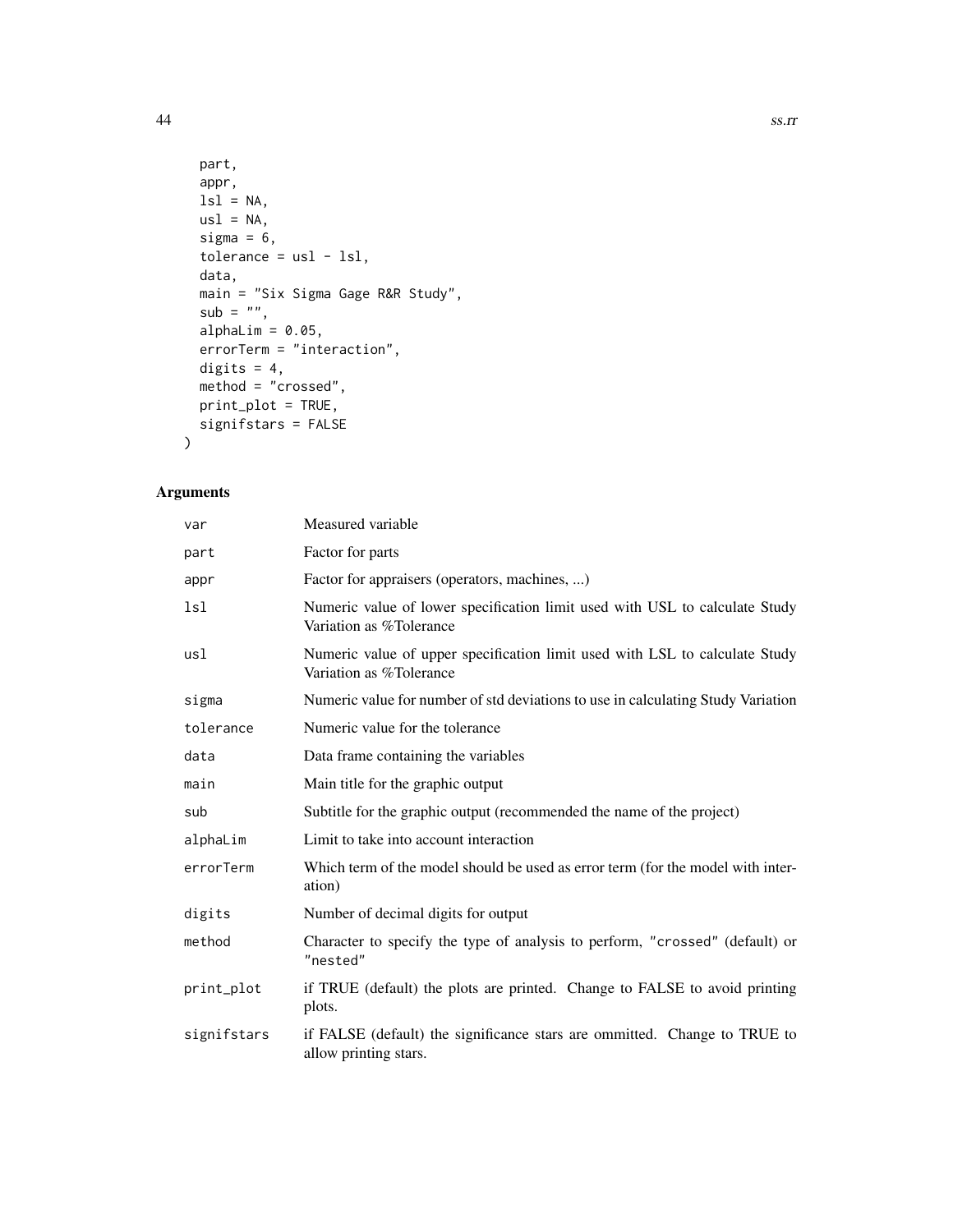```
  part,
  appr,
  lsl = NA,
  usl = NA,
  sigma = 6,
  tolerance = usl - lsl,
  data,
  main = "Six Sigma Gage R&R Study",
  sub = "",
  alphaLim = 0.05,
  errorTerm = "interaction",
  digits = 4,
  method = "crossed",
  print_plot = TRUE,
  signifstars = FALSE
)
```

## Arguments

| | |
|---|---|
| `var` | Measured variable |
| `part` | Factor for parts |
| `appr` | Factor for appraisers (operators, machines, ...) |
| `lsl` | Numeric value of lower specification limit used with USL to calculate Study Variation as %Tolerance |
| `usl` | Numeric value of upper specification limit used with LSL to calculate Study Variation as %Tolerance |
| `sigma` | Numeric value for number of std deviations to use in calculating Study Variation |
| `tolerance` | Numeric value for the tolerance |
| `data` | Data frame containing the variables |
| `main` | Main title for the graphic output |
| `sub` | Subtitle for the graphic output (recommended the name of the project) |
| `alphaLim` | Limit to take into account interaction |
| `errorTerm` | Which term of the model should be used as error term (for the model with interation) |
| `digits` | Number of decimal digits for output |
| `method` | Character to specify the type of analysis to perform, `"crossed"` (default) or `"nested"` |
| `print_plot` | if TRUE (default) the plots are printed. Change to FALSE to avoid printing plots. |
| `signifstars` | if FALSE (default) the significance stars are ommitted. Change to TRUE to allow printing stars. |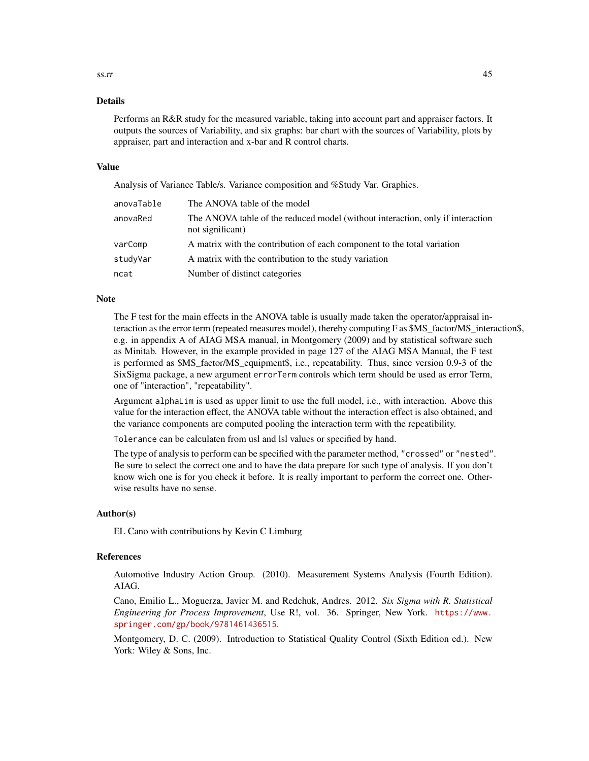## Details

Performs an R&R study for the measured variable, taking into account part and appraiser factors. It outputs the sources of Variability, and six graphs: bar chart with the sources of Variability, plots by appraiser, part and interaction and x-bar and R control charts.

## Value

Analysis of Variance Table/s. Variance composition and %Study Var. Graphics.

| | |
|---|---|
| `anovaTable` | The ANOVA table of the model |
| `anovaRed` | The ANOVA table of the reduced model (without interaction, only if interaction not significant) |
| `varComp` | A matrix with the contribution of each component to the total variation |
| `studyVar` | A matrix with the contribution to the study variation |
| `ncat` | Number of distinct categories |

## Note

The F test for the main effects in the ANOVA table is usually made taken the operator/appraisal interaction as the error term (repeated measures model), thereby computing F as $MS_factor/MS_interaction$, e.g. in appendix A of AIAG MSA manual, in Montgomery (2009) and by statistical software such as Minitab. However, in the example provided in page 127 of the AIAG MSA Manual, the F test is performed as $MS_factor/MS_equipment$, i.e., repeatability. Thus, since version 0.9-3 of the SixSigma package, a new argument `errorTerm` controls which term should be used as error Term, one of "interaction", "repeatability".

Argument `alphaLim` is used as upper limit to use the full model, i.e., with interaction. Above this value for the interaction effect, the ANOVA table without the interaction effect is also obtained, and the variance components are computed pooling the interaction term with the repeatibility.

`Tolerance` can be calculaten from usl and lsl values or specified by hand.

The type of analysis to perform can be specified with the parameter method, `"crossed"` or `"nested"`. Be sure to select the correct one and to have the data prepare for such type of analysis. If you don't know wich one is for you check it before. It is really important to perform the correct one. Otherwise results have no sense.

## Author(s)

EL Cano with contributions by Kevin C Limburg

## References

Automotive Industry Action Group. (2010). Measurement Systems Analysis (Fourth Edition). AIAG.

Cano, Emilio L., Moguerza, Javier M. and Redchuk, Andres. 2012. *Six Sigma with R. Statistical Engineering for Process Improvement*, Use R!, vol. 36. Springer, New York. https://www.springer.com/gp/book/9781461436515.

Montgomery, D. C. (2009). Introduction to Statistical Quality Control (Sixth Edition ed.). New York: Wiley & Sons, Inc.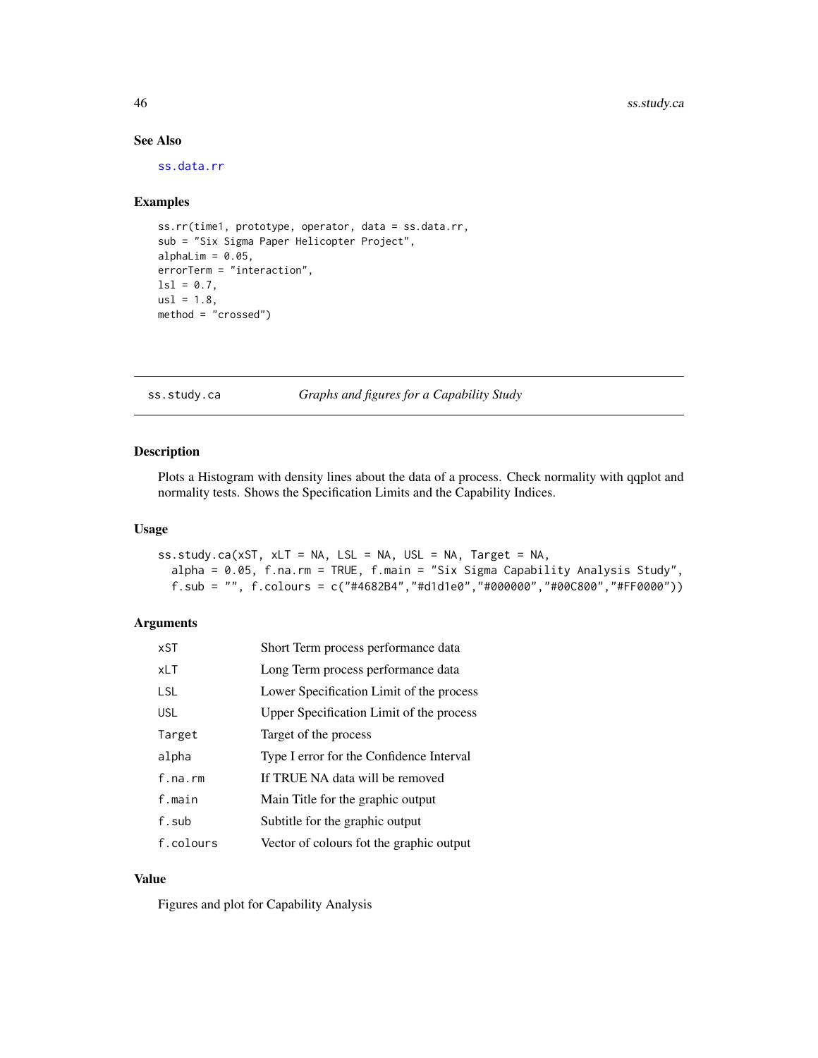### See Also

ss.data.rr

### Examples

```
ss.rr(time1, prototype, operator, data = ss.data.rr,
sub = "Six Sigma Paper Helicopter Project",
alphaLim = 0.05,
errorTerm = "interaction",
lsl = 0.7,
usl = 1.8,
method = "crossed")
```

---

## ss.study.ca — *Graphs and figures for a Capability Study*

---

### Description

Plots a Histogram with density lines about the data of a process. Check normality with qqplot and normality tests. Shows the Specification Limits and the Capability Indices.

### Usage

```
ss.study.ca(xST, xLT = NA, LSL = NA, USL = NA, Target = NA,
  alpha = 0.05, f.na.rm = TRUE, f.main = "Six Sigma Capability Analysis Study",
  f.sub = "", f.colours = c("#4682B4","#d1d1e0","#000000","#00C800","#FF0000"))
```

### Arguments

| | |
|---|---|
| xST | Short Term process performance data |
| xLT | Long Term process performance data |
| LSL | Lower Specification Limit of the process |
| USL | Upper Specification Limit of the process |
| Target | Target of the process |
| alpha | Type I error for the Confidence Interval |
| f.na.rm | If TRUE NA data will be removed |
| f.main | Main Title for the graphic output |
| f.sub | Subtitle for the graphic output |
| f.colours | Vector of colours fot the graphic output |

### Value

Figures and plot for Capability Analysis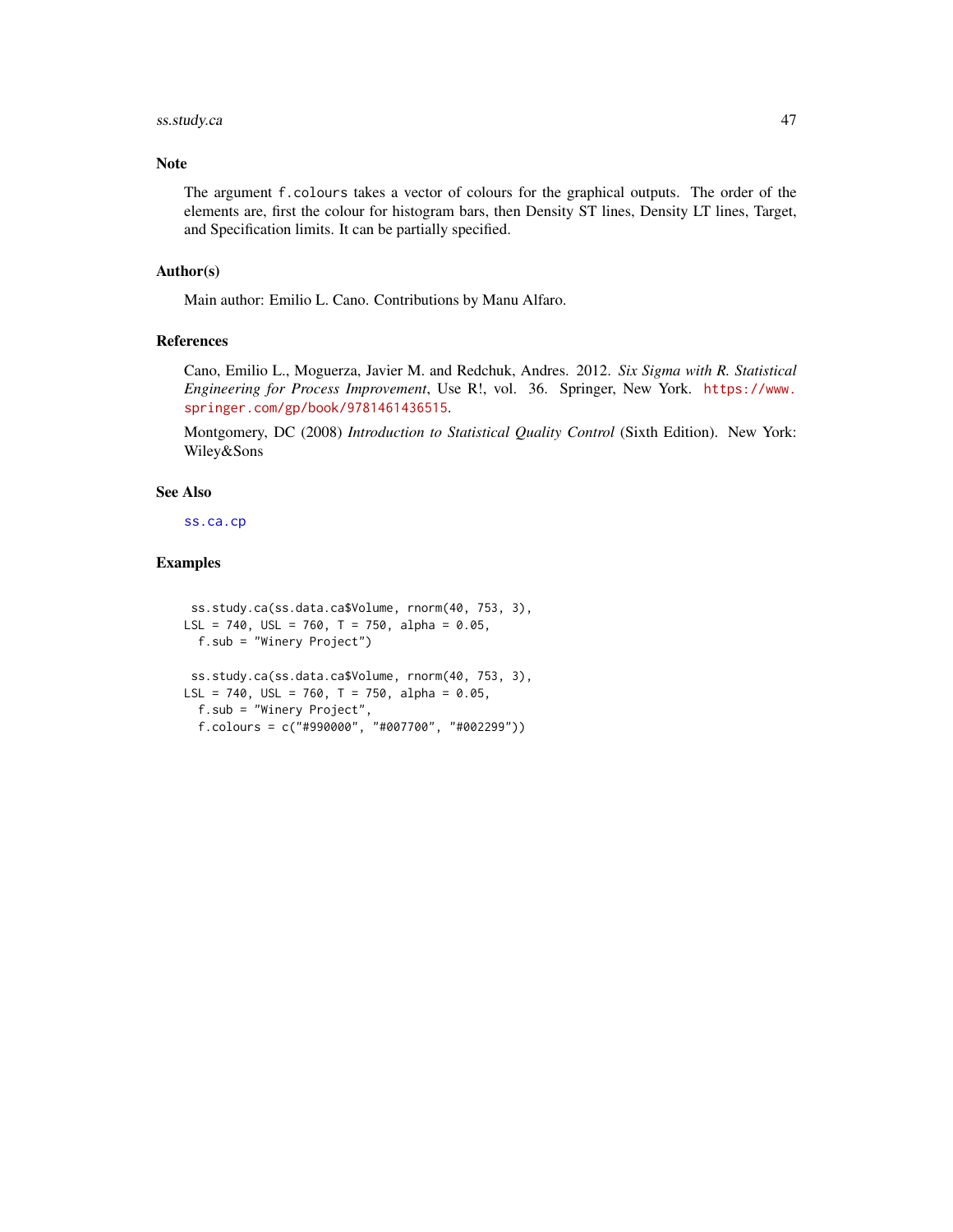## Note

The argument `f.colours` takes a vector of colours for the graphical outputs. The order of the elements are, first the colour for histogram bars, then Density ST lines, Density LT lines, Target, and Specification limits. It can be partially specified.

## Author(s)

Main author: Emilio L. Cano. Contributions by Manu Alfaro.

## References

Cano, Emilio L., Moguerza, Javier M. and Redchuk, Andres. 2012. *Six Sigma with R. Statistical Engineering for Process Improvement*, Use R!, vol. 36. Springer, New York. https://www.springer.com/gp/book/9781461436515.

Montgomery, DC (2008) *Introduction to Statistical Quality Control* (Sixth Edition). New York: Wiley&Sons

## See Also

ss.ca.cp

## Examples

```
 ss.study.ca(ss.data.ca$Volume, rnorm(40, 753, 3),
LSL = 740, USL = 760, T = 750, alpha = 0.05,
  f.sub = "Winery Project")

 ss.study.ca(ss.data.ca$Volume, rnorm(40, 753, 3),
LSL = 740, USL = 760, T = 750, alpha = 0.05,
  f.sub = "Winery Project",
  f.colours = c("#990000", "#007700", "#002299"))
```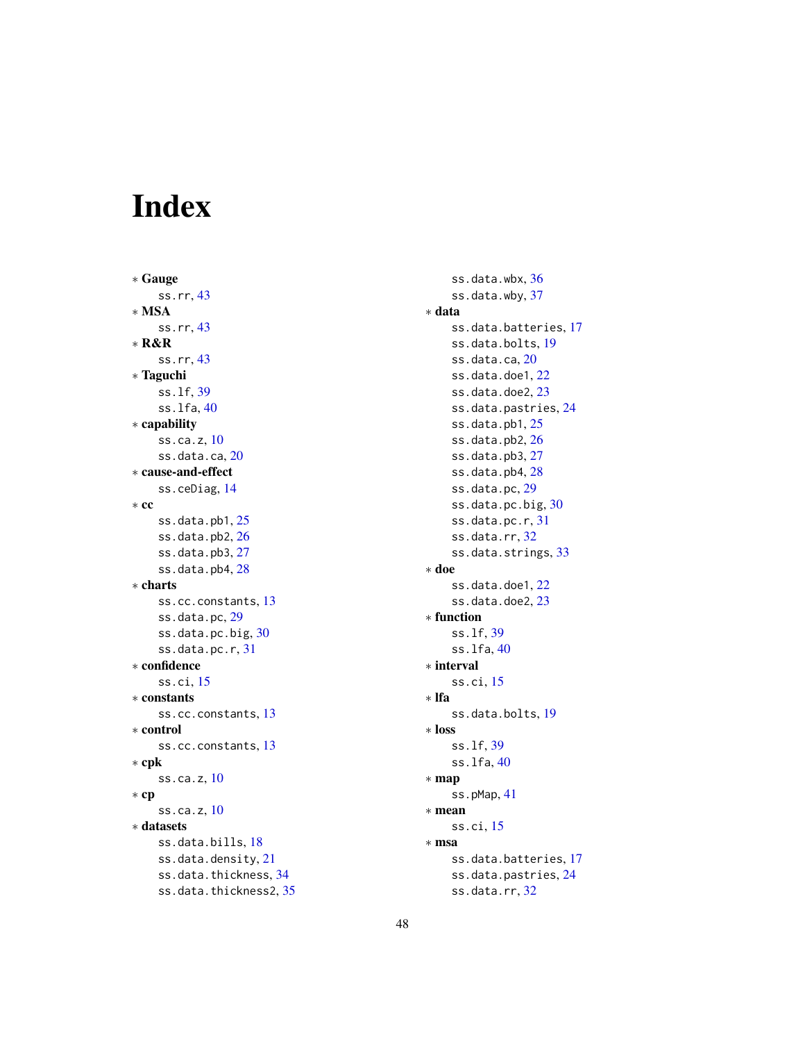# Index

* **Gauge**
    ss.rr, 43
* **MSA**
    ss.rr, 43
* **R&R**
    ss.rr, 43
* **Taguchi**
    ss.lf, 39
    ss.lfa, 40
* **capability**
    ss.ca.z, 10
    ss.data.ca, 20
* **cause-and-effect**
    ss.ceDiag, 14
* **cc**
    ss.data.pb1, 25
    ss.data.pb2, 26
    ss.data.pb3, 27
    ss.data.pb4, 28
* **charts**
    ss.cc.constants, 13
    ss.data.pc, 29
    ss.data.pc.big, 30
    ss.data.pc.r, 31
* **confidence**
    ss.ci, 15
* **constants**
    ss.cc.constants, 13
* **control**
    ss.cc.constants, 13
* **cpk**
    ss.ca.z, 10
* **cp**
    ss.ca.z, 10
* **datasets**
    ss.data.bills, 18
    ss.data.density, 21
    ss.data.thickness, 34
    ss.data.thickness2, 35
    ss.data.wbx, 36
    ss.data.wby, 37
* **data**
    ss.data.batteries, 17
    ss.data.bolts, 19
    ss.data.ca, 20
    ss.data.doe1, 22
    ss.data.doe2, 23
    ss.data.pastries, 24
    ss.data.pb1, 25
    ss.data.pb2, 26
    ss.data.pb3, 27
    ss.data.pb4, 28
    ss.data.pc, 29
    ss.data.pc.big, 30
    ss.data.pc.r, 31
    ss.data.rr, 32
    ss.data.strings, 33
* **doe**
    ss.data.doe1, 22
    ss.data.doe2, 23
* **function**
    ss.lf, 39
    ss.lfa, 40
* **interval**
    ss.ci, 15
* **lfa**
    ss.data.bolts, 19
* **loss**
    ss.lf, 39
    ss.lfa, 40
* **map**
    ss.pMap, 41
* **mean**
    ss.ci, 15
* **msa**
    ss.data.batteries, 17
    ss.data.pastries, 24
    ss.data.rr, 32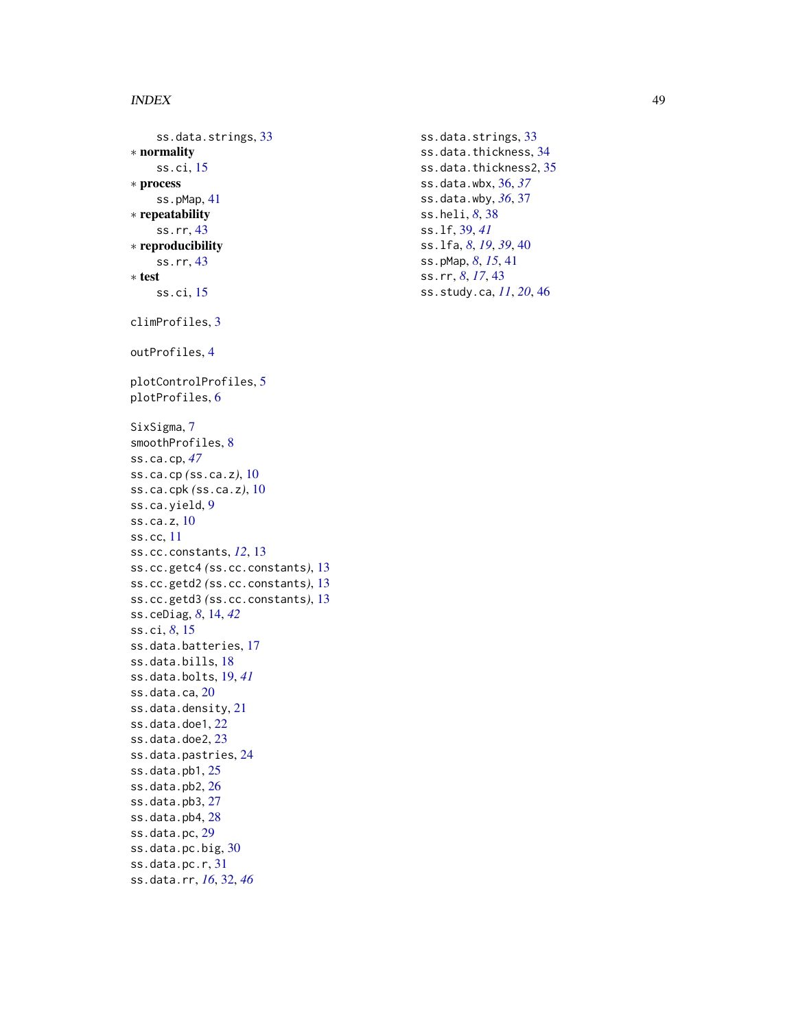ss.data.strings, 33

∗ **normality**

ss.ci, 15

∗ **process**

ss.pMap, 41

∗ **repeatability**

ss.rr, 43

∗ **reproducibility**

ss.rr, 43

∗ **test**

ss.ci, 15

climProfiles, 3

outProfiles, 4

plotControlProfiles, 5
plotProfiles, 6

SixSigma, 7
smoothProfiles, 8
ss.ca.cp, *47*
ss.ca.cp *(*ss.ca.z*)*, 10
ss.ca.cpk *(*ss.ca.z*)*, 10
ss.ca.yield, 9
ss.ca.z, 10
ss.cc, 11
ss.cc.constants, *12*, 13
ss.cc.getc4 *(*ss.cc.constants*)*, 13
ss.cc.getd2 *(*ss.cc.constants*)*, 13
ss.cc.getd3 *(*ss.cc.constants*)*, 13
ss.ceDiag, *8*, 14, *42*
ss.ci, *8*, 15
ss.data.batteries, 17
ss.data.bills, 18
ss.data.bolts, 19, *41*
ss.data.ca, 20
ss.data.density, 21
ss.data.doe1, 22
ss.data.doe2, 23
ss.data.pastries, 24
ss.data.pb1, 25
ss.data.pb2, 26
ss.data.pb3, 27
ss.data.pb4, 28
ss.data.pc, 29
ss.data.pc.big, 30
ss.data.pc.r, 31
ss.data.rr, *16*, 32, *46*
ss.data.strings, 33
ss.data.thickness, 34
ss.data.thickness2, 35
ss.data.wbx, 36, *37*
ss.data.wby, *36*, 37
ss.heli, *8*, 38
ss.lf, 39, *41*
ss.lfa, *8*, *19*, *39*, 40
ss.pMap, *8*, *15*, 41
ss.rr, *8*, *17*, 43
ss.study.ca, *11*, *20*, 46